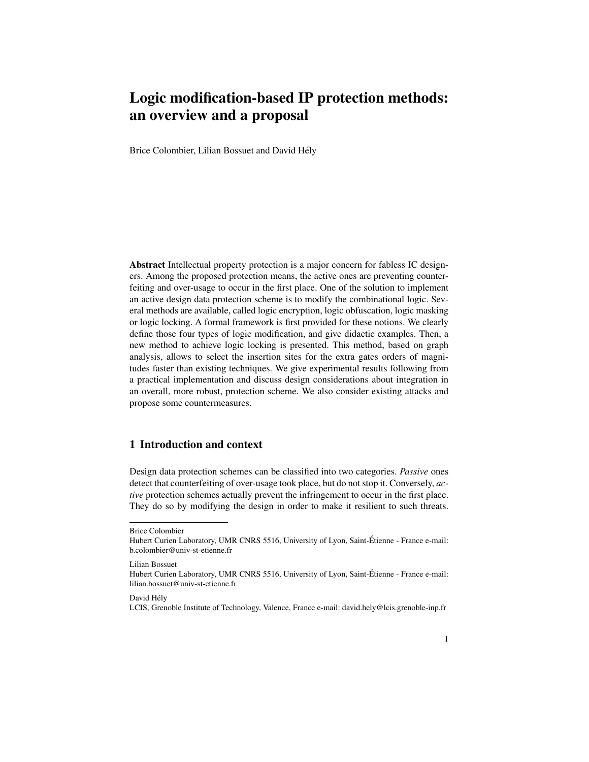# Logic modification-based IP protection methods: an overview and a proposal

Brice Colombier, Lilian Bossuet and David Hély

**Abstract** Intellectual property protection is a major concern for fabless IC designers. Among the proposed protection means, the active ones are preventing counterfeiting and over-usage to occur in the first place. One of the solution to implement an active design data protection scheme is to modify the combinational logic. Several methods are available, called logic encryption, logic obfuscation, logic masking or logic locking. A formal framework is first provided for these notions. We clearly define those four types of logic modification, and give didactic examples. Then, a new method to achieve logic locking is presented. This method, based on graph analysis, allows to select the insertion sites for the extra gates orders of magnitudes faster than existing techniques. We give experimental results following from a practical implementation and discuss design considerations about integration in an overall, more robust, protection scheme. We also consider existing attacks and propose some countermeasures.

## 1 Introduction and context

Design data protection schemes can be classified into two categories. *Passive* ones detect that counterfeiting of over-usage took place, but do not stop it. Conversely, *active* protection schemes actually prevent the infringement to occur in the first place. They do so by modifying the design in order to make it resilient to such threats.

---

Brice Colombier
Hubert Curien Laboratory, UMR CNRS 5516, University of Lyon, Saint-Étienne - France e-mail: b.colombier@univ-st-etienne.fr

Lilian Bossuet
Hubert Curien Laboratory, UMR CNRS 5516, University of Lyon, Saint-Étienne - France e-mail: lilian.bossuet@univ-st-etienne.fr

David Hély
LCIS, Grenoble Institute of Technology, Valence, France e-mail: david.hely@lcis.grenoble-inp.fr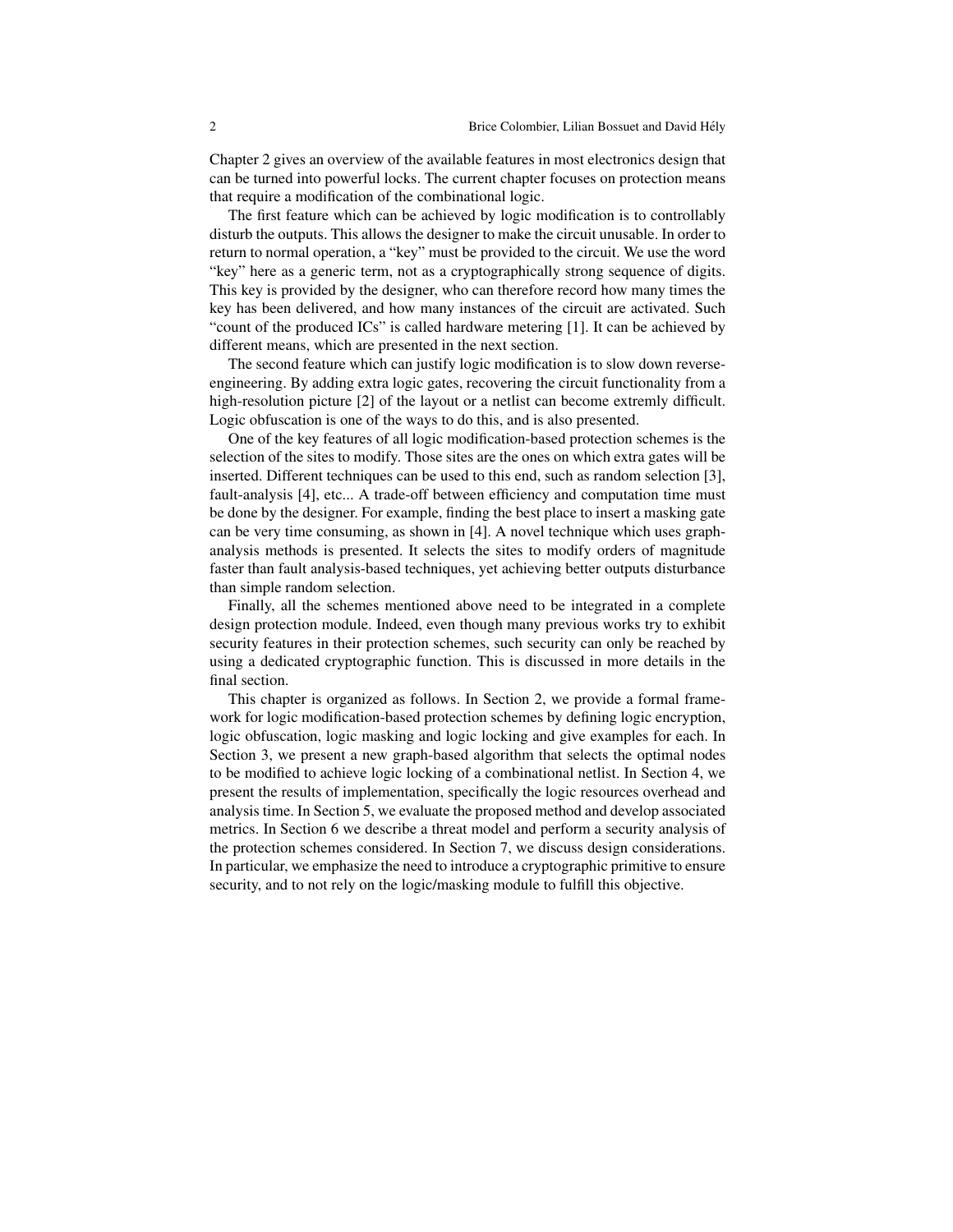Chapter 2 gives an overview of the available features in most electronics design that can be turned into powerful locks. The current chapter focuses on protection means that require a modification of the combinational logic.

The first feature which can be achieved by logic modification is to controllably disturb the outputs. This allows the designer to make the circuit unusable. In order to return to normal operation, a "key" must be provided to the circuit. We use the word "key" here as a generic term, not as a cryptographically strong sequence of digits. This key is provided by the designer, who can therefore record how many times the key has been delivered, and how many instances of the circuit are activated. Such "count of the produced ICs" is called hardware metering [1]. It can be achieved by different means, which are presented in the next section.

The second feature which can justify logic modification is to slow down reverse-engineering. By adding extra logic gates, recovering the circuit functionality from a high-resolution picture [2] of the layout or a netlist can become extremly difficult. Logic obfuscation is one of the ways to do this, and is also presented.

One of the key features of all logic modification-based protection schemes is the selection of the sites to modify. Those sites are the ones on which extra gates will be inserted. Different techniques can be used to this end, such as random selection [3], fault-analysis [4], etc... A trade-off between efficiency and computation time must be done by the designer. For example, finding the best place to insert a masking gate can be very time consuming, as shown in [4]. A novel technique which uses graph-analysis methods is presented. It selects the sites to modify orders of magnitude faster than fault analysis-based techniques, yet achieving better outputs disturbance than simple random selection.

Finally, all the schemes mentioned above need to be integrated in a complete design protection module. Indeed, even though many previous works try to exhibit security features in their protection schemes, such security can only be reached by using a dedicated cryptographic function. This is discussed in more details in the final section.

This chapter is organized as follows. In Section 2, we provide a formal framework for logic modification-based protection schemes by defining logic encryption, logic obfuscation, logic masking and logic locking and give examples for each. In Section 3, we present a new graph-based algorithm that selects the optimal nodes to be modified to achieve logic locking of a combinational netlist. In Section 4, we present the results of implementation, specifically the logic resources overhead and analysis time. In Section 5, we evaluate the proposed method and develop associated metrics. In Section 6 we describe a threat model and perform a security analysis of the protection schemes considered. In Section 7, we discuss design considerations. In particular, we emphasize the need to introduce a cryptographic primitive to ensure security, and to not rely on the logic/masking module to fulfill this objective.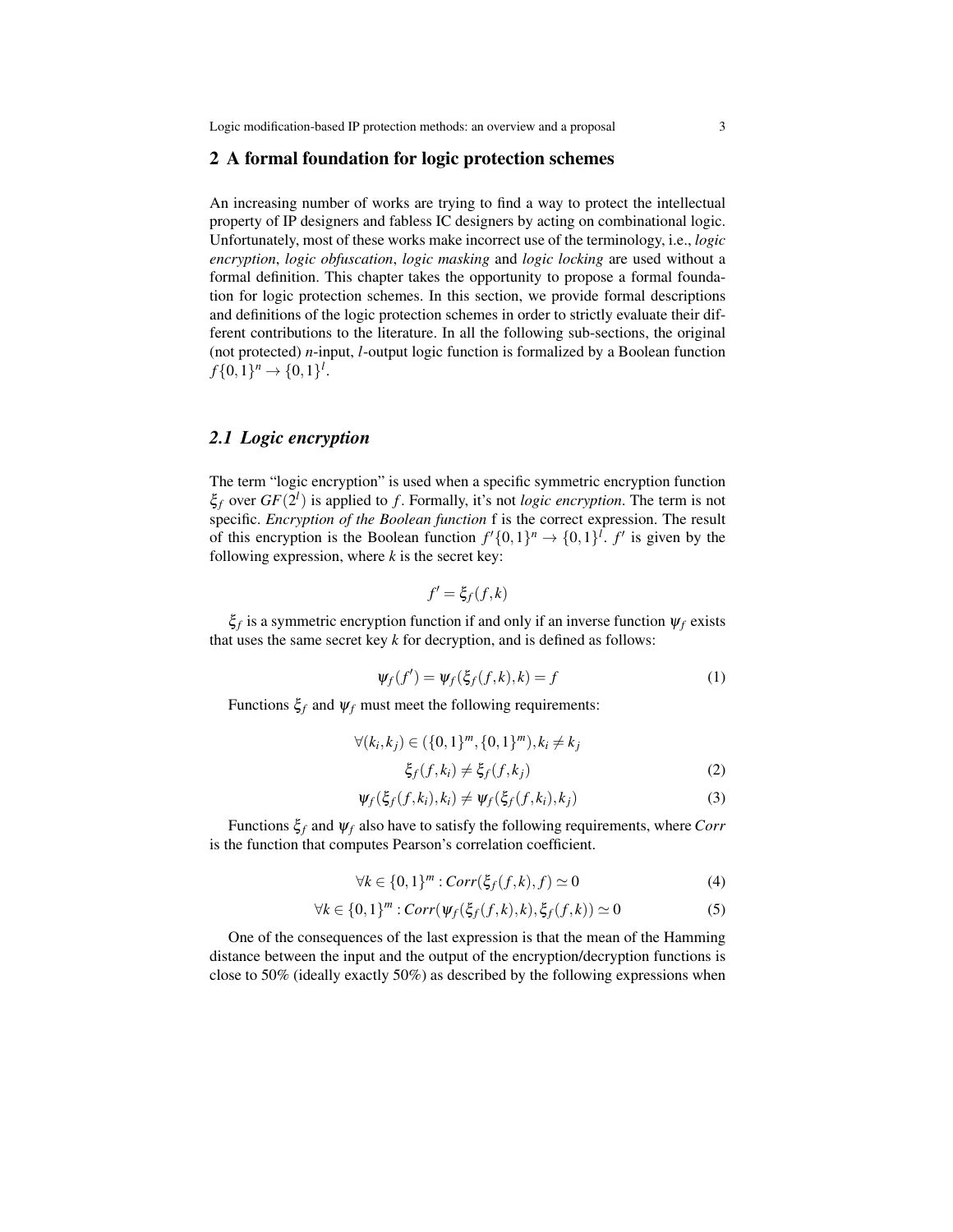## 2 A formal foundation for logic protection schemes

An increasing number of works are trying to find a way to protect the intellectual property of IP designers and fabless IC designers by acting on combinational logic. Unfortunately, most of these works make incorrect use of the terminology, i.e., *logic encryption*, *logic obfuscation*, *logic masking* and *logic locking* are used without a formal definition. This chapter takes the opportunity to propose a formal foundation for logic protection schemes. In this section, we provide formal descriptions and definitions of the logic protection schemes in order to strictly evaluate their different contributions to the literature. In all the following sub-sections, the original (not protected) $n$-input, $l$-output logic function is formalized by a Boolean function $f\{0,1\}^n \rightarrow \{0,1\}^l$.

### 2.1 Logic encryption

The term "logic encryption" is used when a specific symmetric encryption function $\xi_f$ over $GF(2^l)$ is applied to $f$. Formally, it's not *logic encryption*. The term is not specific. *Encryption of the Boolean function* f is the correct expression. The result of this encryption is the Boolean function $f'\{0,1\}^n \rightarrow \{0,1\}^l$. $f'$ is given by the following expression, where $k$ is the secret key:

$$f' = \xi_f(f,k)$$

$\xi_f$ is a symmetric encryption function if and only if an inverse function $\psi_f$ exists that uses the same secret key $k$ for decryption, and is defined as follows:

$$\psi_f(f') = \psi_f(\xi_f(f,k),k) = f \tag{1}$$

Functions $\xi_f$ and $\psi_f$ must meet the following requirements:

$$\forall (k_i,k_j) \in (\{0,1\}^m,\{0,1\}^m), k_i \neq k_j$$

$$\xi_f(f,k_i) \neq \xi_f(f,k_j) \tag{2}$$

$$\psi_f(\xi_f(f,k_i),k_i) \neq \psi_f(\xi_f(f,k_i),k_j) \tag{3}$$

Functions $\xi_f$ and $\psi_f$ also have to satisfy the following requirements, where *Corr* is the function that computes Pearson's correlation coefficient.

$$\forall k \in \{0,1\}^m : Corr(\xi_f(f,k),f) \simeq 0 \tag{4}$$

$$\forall k \in \{0,1\}^m : Corr(\psi_f(\xi_f(f,k),k),\xi_f(f,k)) \simeq 0 \tag{5}$$

One of the consequences of the last expression is that the mean of the Hamming distance between the input and the output of the encryption/decryption functions is close to 50% (ideally exactly 50%) as described by the following expressions when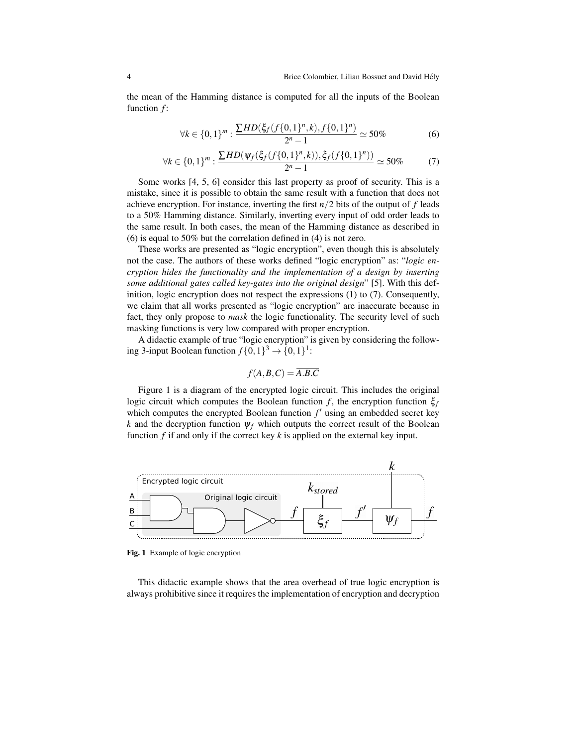the mean of the Hamming distance is computed for all the inputs of the Boolean function $f$:

$$\forall k \in \{0,1\}^m : \frac{\sum HD(\xi_f(f\{0,1\}^n,k), f\{0,1\}^n)}{2^n - 1} \simeq 50\% \tag{6}$$

$$\forall k \in \{0,1\}^m : \frac{\sum HD(\psi_f(\xi_f(f\{0,1\}^n,k)), \xi_f(f\{0,1\}^n))}{2^n - 1} \simeq 50\% \tag{7}$$

Some works [4, 5, 6] consider this last property as proof of security. This is a mistake, since it is possible to obtain the same result with a function that does not achieve encryption. For instance, inverting the first $n/2$ bits of the output of $f$ leads to a 50% Hamming distance. Similarly, inverting every input of odd order leads to the same result. In both cases, the mean of the Hamming distance as described in (6) is equal to 50% but the correlation defined in (4) is not zero.

These works are presented as "logic encryption", even though this is absolutely not the case. The authors of these works defined "logic encryption" as: "*logic encryption hides the functionality and the implementation of a design by inserting some additional gates called key-gates into the original design*" [5]. With this definition, logic encryption does not respect the expressions (1) to (7). Consequently, we claim that all works presented as "logic encryption" are inaccurate because in fact, they only propose to *mask* the logic functionality. The security level of such masking functions is very low compared with proper encryption.

A didactic example of true "logic encryption" is given by considering the following 3-input Boolean function $f\{0,1\}^3 \rightarrow \{0,1\}^1$:

$$f(A,B,C) = \overline{A.B.C}$$

Figure 1 is a diagram of the encrypted logic circuit. This includes the original logic circuit which computes the Boolean function $f$, the encryption function $\xi_f$ which computes the encrypted Boolean function $f'$ using an embedded secret key $k$ and the decryption function $\psi_f$ which outputs the correct result of the Boolean function $f$ if and only if the correct key $k$ is applied on the external key input.

**Fig. 1** Example of logic encryption

This didactic example shows that the area overhead of true logic encryption is always prohibitive since it requires the implementation of encryption and decryption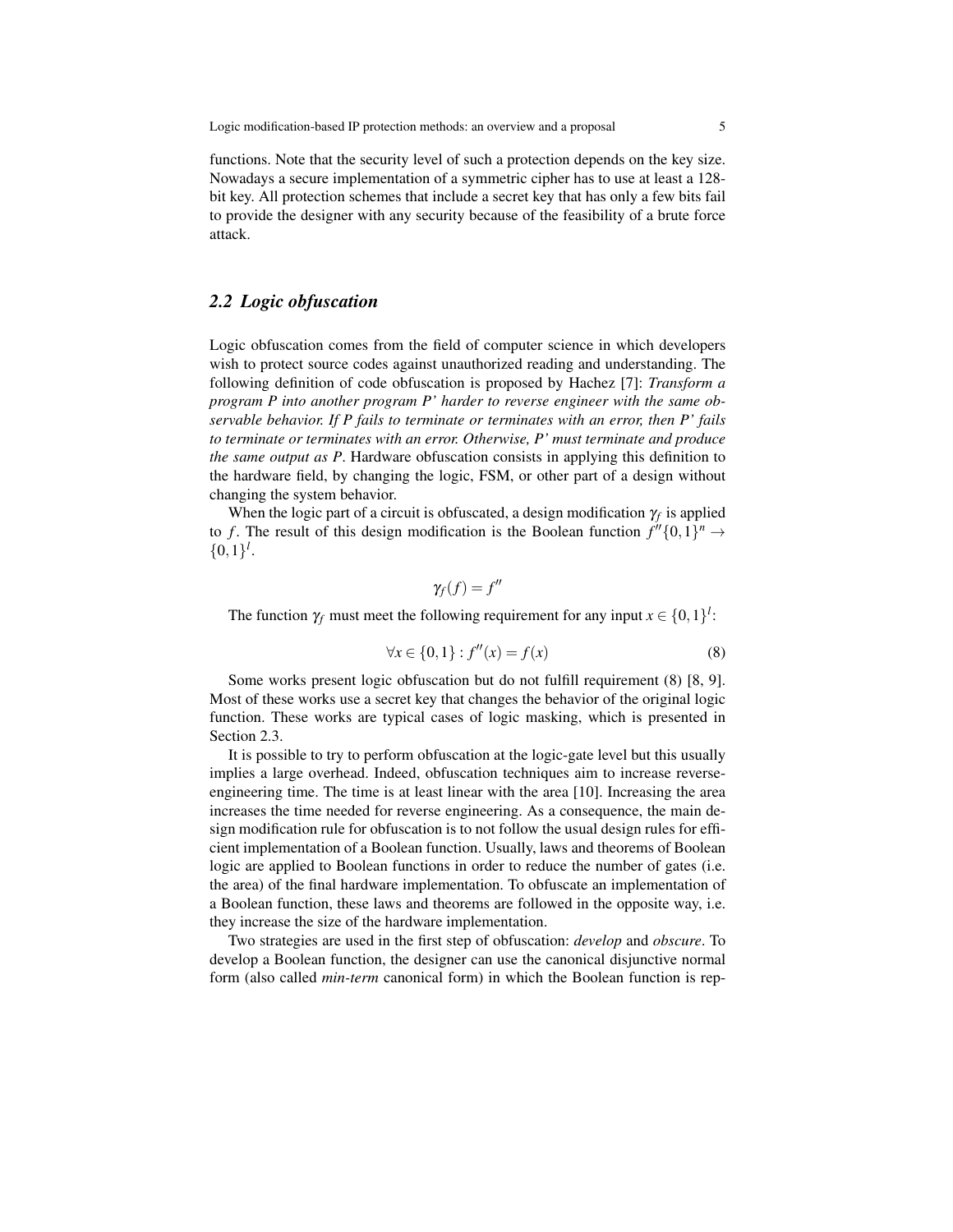functions. Note that the security level of such a protection depends on the key size. Nowadays a secure implementation of a symmetric cipher has to use at least a 128-bit key. All protection schemes that include a secret key that has only a few bits fail to provide the designer with any security because of the feasibility of a brute force attack.

## 2.2 Logic obfuscation

Logic obfuscation comes from the field of computer science in which developers wish to protect source codes against unauthorized reading and understanding. The following definition of code obfuscation is proposed by Hachez [7]: ***Transform a program P into another program P' harder to reverse engineer with the same observable behavior. If P fails to terminate or terminates with an error, then P' fails to terminate or terminates with an error. Otherwise, P' must terminate and produce the same output as P***. Hardware obfuscation consists in applying this definition to the hardware field, by changing the logic, FSM, or other part of a design without changing the system behavior.

When the logic part of a circuit is obfuscated, a design modification $\gamma_f$ is applied to $f$. The result of this design modification is the Boolean function $f''\{0,1\}^n \rightarrow \{0,1\}^l$.

$$\gamma_f(f) = f''$$

The function $\gamma_f$ must meet the following requirement for any input $x \in \{0,1\}^l$:

$$\forall x \in \{0,1\} : f''(x) = f(x) \tag{8}$$

Some works present logic obfuscation but do not fulfill requirement (8) [8, 9]. Most of these works use a secret key that changes the behavior of the original logic function. These works are typical cases of logic masking, which is presented in Section 2.3.

It is possible to try to perform obfuscation at the logic-gate level but this usually implies a large overhead. Indeed, obfuscation techniques aim to increase reverse-engineering time. The time is at least linear with the area [10]. Increasing the area increases the time needed for reverse engineering. As a consequence, the main design modification rule for obfuscation is to not follow the usual design rules for efficient implementation of a Boolean function. Usually, laws and theorems of Boolean logic are applied to Boolean functions in order to reduce the number of gates (i.e. the area) of the final hardware implementation. To obfuscate an implementation of a Boolean function, these laws and theorems are followed in the opposite way, i.e. they increase the size of the hardware implementation.

Two strategies are used in the first step of obfuscation: *develop* and *obscure*. To develop a Boolean function, the designer can use the canonical disjunctive normal form (also called *min-term* canonical form) in which the Boolean function is rep-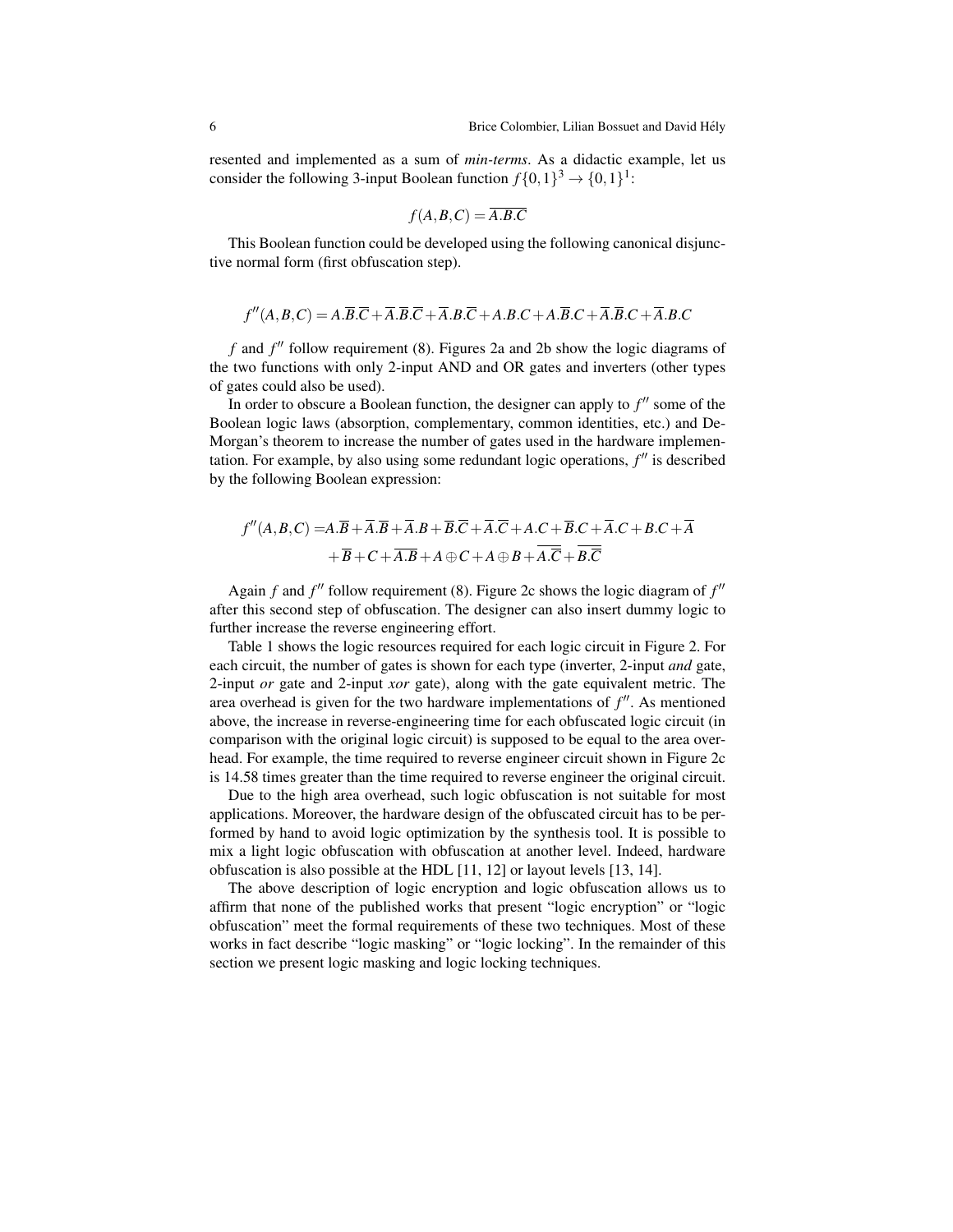resented and implemented as a sum of *min-terms*. As a didactic example, let us consider the following 3-input Boolean function $f\{0,1\}^3 \rightarrow \{0,1\}^1$:

$$f(A,B,C) = \overline{A.B.C}$$

This Boolean function could be developed using the following canonical disjunctive normal form (first obfuscation step).

$$f''(A,B,C) = A.\overline{B}.\overline{C} + \overline{A}.\overline{B}.\overline{C} + \overline{A}.B.\overline{C} + A.B.C + A.\overline{B}.C + \overline{A}.\overline{B}.C + \overline{A}.B.C$$

$f$ and $f''$ follow requirement (8). Figures 2a and 2b show the logic diagrams of the two functions with only 2-input AND and OR gates and inverters (other types of gates could also be used).

In order to obscure a Boolean function, the designer can apply to $f''$ some of the Boolean logic laws (absorption, complementary, common identities, etc.) and De-Morgan's theorem to increase the number of gates used in the hardware implementation. For example, by also using some redundant logic operations, $f''$ is described by the following Boolean expression:

$$\begin{aligned} f''(A,B,C) =& A.\overline{B} + \overline{A}.\overline{B} + \overline{A}.B + \overline{B}.\overline{C} + \overline{A}.\overline{C} + A.C + \overline{B}.C + \overline{A}.C + B.C + \overline{A} \\ &+ \overline{B} + C + \overline{A.B} + A \oplus C + A \oplus B + \overline{A.\overline{C}} + \overline{B.\overline{C}} \end{aligned}$$

Again $f$ and $f''$ follow requirement (8). Figure 2c shows the logic diagram of $f''$ after this second step of obfuscation. The designer can also insert dummy logic to further increase the reverse engineering effort.

Table 1 shows the logic resources required for each logic circuit in Figure 2. For each circuit, the number of gates is shown for each type (inverter, 2-input *and* gate, 2-input *or* gate and 2-input *xor* gate), along with the gate equivalent metric. The area overhead is given for the two hardware implementations of $f''$. As mentioned above, the increase in reverse-engineering time for each obfuscated logic circuit (in comparison with the original logic circuit) is supposed to be equal to the area overhead. For example, the time required to reverse engineer circuit shown in Figure 2c is 14.58 times greater than the time required to reverse engineer the original circuit.

Due to the high area overhead, such logic obfuscation is not suitable for most applications. Moreover, the hardware design of the obfuscated circuit has to be performed by hand to avoid logic optimization by the synthesis tool. It is possible to mix a light logic obfuscation with obfuscation at another level. Indeed, hardware obfuscation is also possible at the HDL [11, 12] or layout levels [13, 14].

The above description of logic encryption and logic obfuscation allows us to affirm that none of the published works that present "logic encryption" or "logic obfuscation" meet the formal requirements of these two techniques. Most of these works in fact describe "logic masking" or "logic locking". In the remainder of this section we present logic masking and logic locking techniques.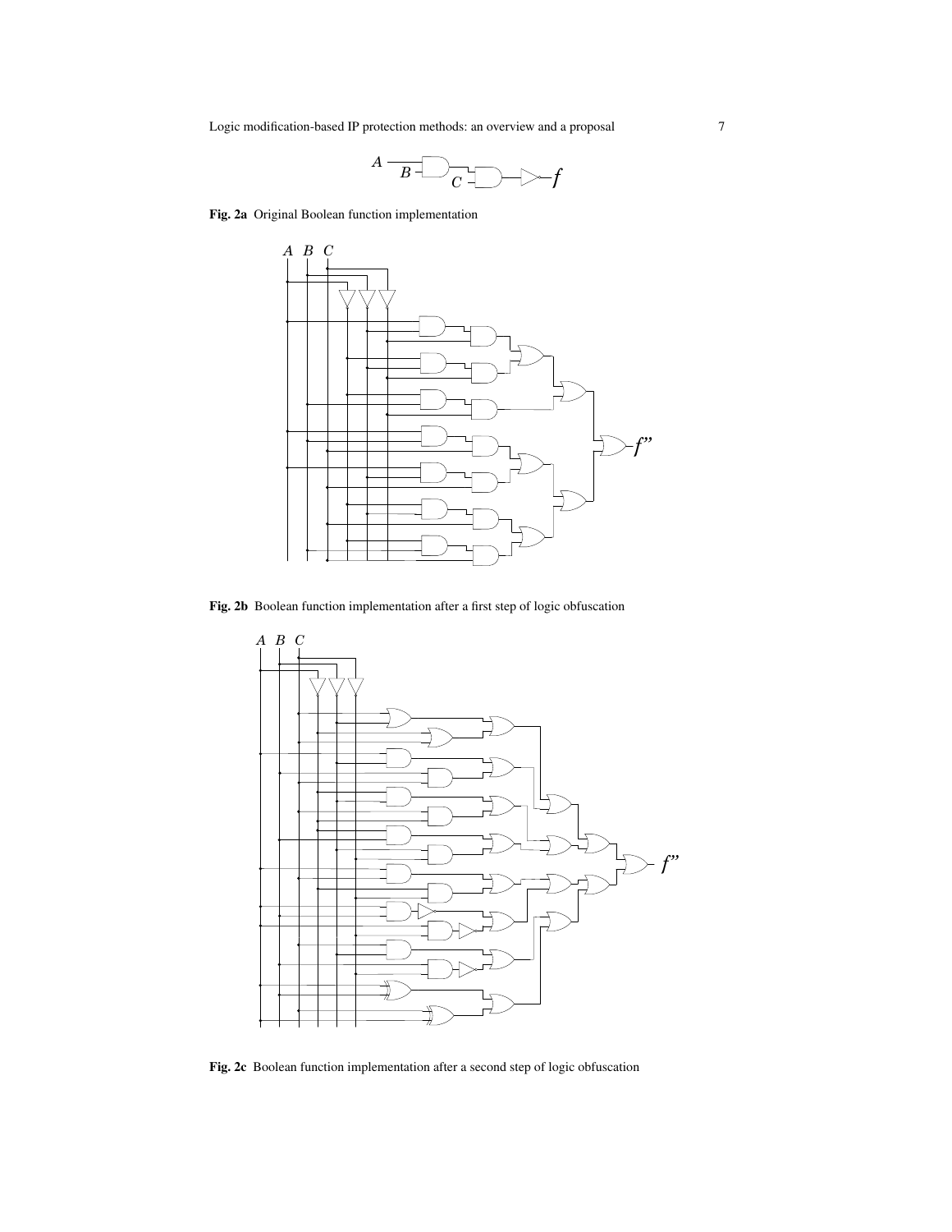**Fig. 2a** Original Boolean function implementation

**Fig. 2b** Boolean function implementation after a first step of logic obfuscation

**Fig. 2c** Boolean function implementation after a second step of logic obfuscation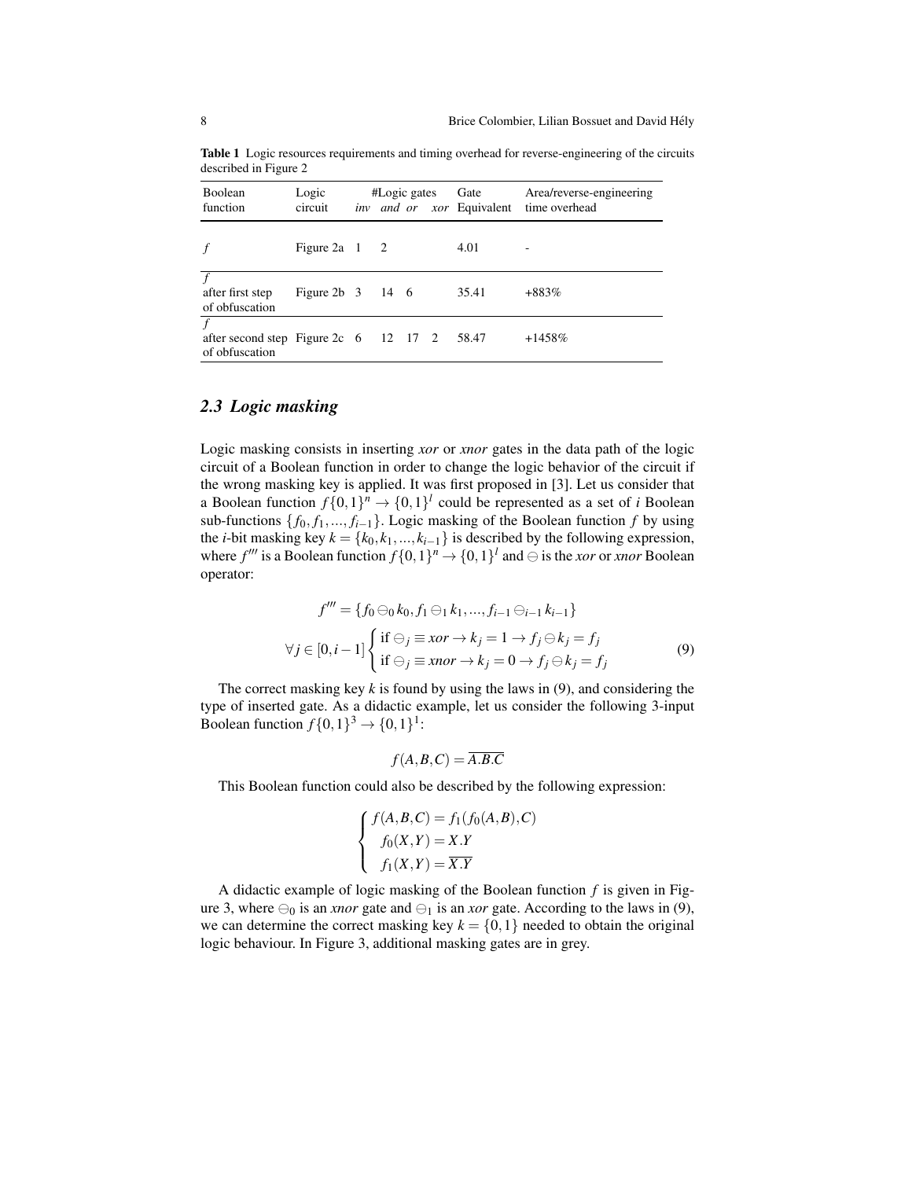**Table 1** Logic resources requirements and timing overhead for reverse-engineering of the circuits described in Figure 2

| Boolean function | Logic circuit | #Logic gates *inv* | *and* | *or* | *xor* | Gate Equivalent | Area/reverse-engineering time overhead |
|---|---|---|---|---|---|---|---|
| $f$ | Figure 2a | 1 | 2 | | | 4.01 | - |
| $f$ after first step of obfuscation | Figure 2b | 3 | 14 | 6 | | 35.41 | +883% |
| $f$ after second step of obfuscation | Figure 2c | 6 | 12 | 17 | 2 | 58.47 | +1458% |

## 2.3 Logic masking

Logic masking consists in inserting *xor* or *xnor* gates in the data path of the logic circuit of a Boolean function in order to change the logic behavior of the circuit if the wrong masking key is applied. It was first proposed in [3]. Let us consider that a Boolean function $f\{0,1\}^n \rightarrow \{0,1\}^l$ could be represented as a set of $i$ Boolean sub-functions $\{f_0, f_1, ..., f_{i-1}\}$. Logic masking of the Boolean function $f$ by using the $i$-bit masking key $k = \{k_0, k_1, ..., k_{i-1}\}$ is described by the following expression, where $f'''$ is a Boolean function $f\{0,1\}^n \rightarrow \{0,1\}^l$ and $\ominus$ is the *xor* or *xnor* Boolean operator:

$$f''' = \{f_0 \ominus_0 k_0, f_1 \ominus_1 k_1, ..., f_{i-1} \ominus_{i-1} k_{i-1}\}$$
$$\forall j \in [0, i-1] \begin{cases} \text{if } \ominus_j \equiv xor \rightarrow k_j = 1 \rightarrow f_j \ominus k_j = f_j \\ \text{if } \ominus_j \equiv xnor \rightarrow k_j = 0 \rightarrow f_j \ominus k_j = f_j \end{cases} \tag{9}$$

The correct masking key $k$ is found by using the laws in (9), and considering the type of inserted gate. As a didactic example, let us consider the following 3-input Boolean function $f\{0,1\}^3 \rightarrow \{0,1\}^1$:

$$f(A,B,C) = \overline{A.B.C}$$

This Boolean function could also be described by the following expression:

$$\begin{cases} f(A,B,C) = f_1(f_0(A,B),C) \\ f_0(X,Y) = X.Y \\ f_1(X,Y) = \overline{X.Y} \end{cases}$$

A didactic example of logic masking of the Boolean function $f$ is given in Figure 3, where $\ominus_0$ is an *xnor* gate and $\ominus_1$ is an *xor* gate. According to the laws in (9), we can determine the correct masking key $k = \{0,1\}$ needed to obtain the original logic behaviour. In Figure 3, additional masking gates are in grey.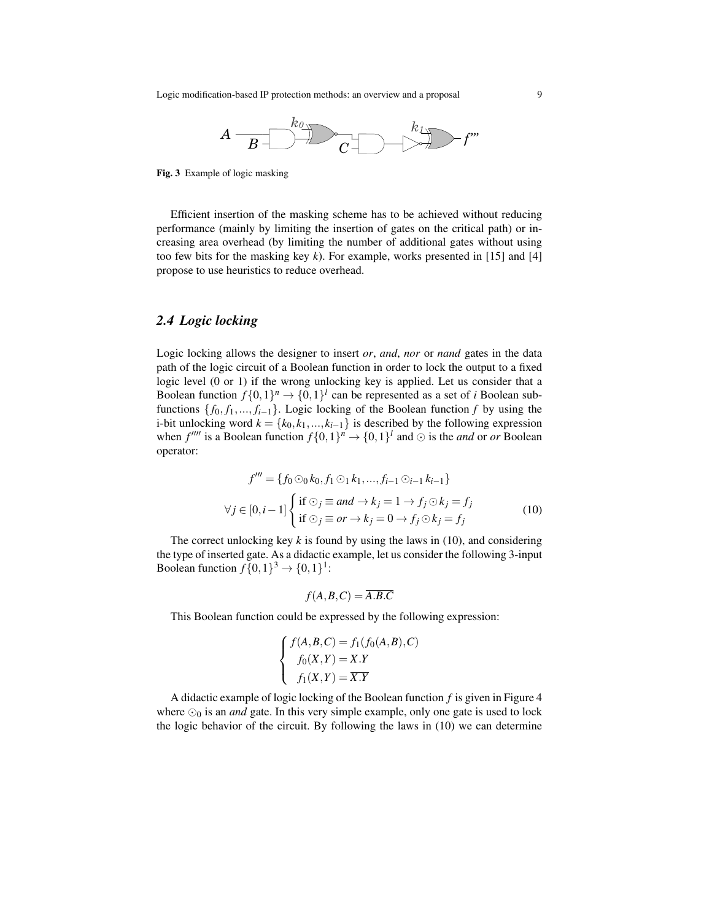Fig. 3 Example of logic masking

Efficient insertion of the masking scheme has to be achieved without reducing performance (mainly by limiting the insertion of gates on the critical path) or increasing area overhead (by limiting the number of additional gates without using too few bits for the masking key $k$). For example, works presented in [15] and [4] propose to use heuristics to reduce overhead.

## 2.4 Logic locking

Logic locking allows the designer to insert *or*, *and*, *nor* or *nand* gates in the data path of the logic circuit of a Boolean function in order to lock the output to a fixed logic level (0 or 1) if the wrong unlocking key is applied. Let us consider that a Boolean function $f\{0,1\}^n \rightarrow \{0,1\}^l$ can be represented as a set of $i$ Boolean subfunctions $\{f_0, f_1, ..., f_{i-1}\}$. Logic locking of the Boolean function $f$ by using the i-bit unlocking word $k = \{k_0, k_1, ..., k_{i-1}\}$ is described by the following expression when $f''''$ is a Boolean function $f\{0,1\}^n \rightarrow \{0,1\}^l$ and $\odot$ is the *and* or *or* Boolean operator:

$$f''' = \{f_0 \odot_0 k_0, f_1 \odot_1 k_1, ..., f_{i-1} \odot_{i-1} k_{i-1}\}$$
$$\forall j \in [0, i-1] \begin{cases} \text{if } \odot_j \equiv and \rightarrow k_j = 1 \rightarrow f_j \odot k_j = f_j \\ \text{if } \odot_j \equiv or \rightarrow k_j = 0 \rightarrow f_j \odot k_j = f_j \end{cases} \tag{10}$$

The correct unlocking key $k$ is found by using the laws in (10), and considering the type of inserted gate. As a didactic example, let us consider the following 3-input Boolean function $f\{0,1\}^3 \rightarrow \{0,1\}^1$:

$$f(A,B,C) = \overline{A.B.C}$$

This Boolean function could be expressed by the following expression:

$$\begin{cases} f(A,B,C) = f_1(f_0(A,B),C) \\ f_0(X,Y) = X.Y \\ f_1(X,Y) = \overline{X.Y} \end{cases}$$

A didactic example of logic locking of the Boolean function $f$ is given in Figure 4 where $\odot_0$ is an *and* gate. In this very simple example, only one gate is used to lock the logic behavior of the circuit. By following the laws in (10) we can determine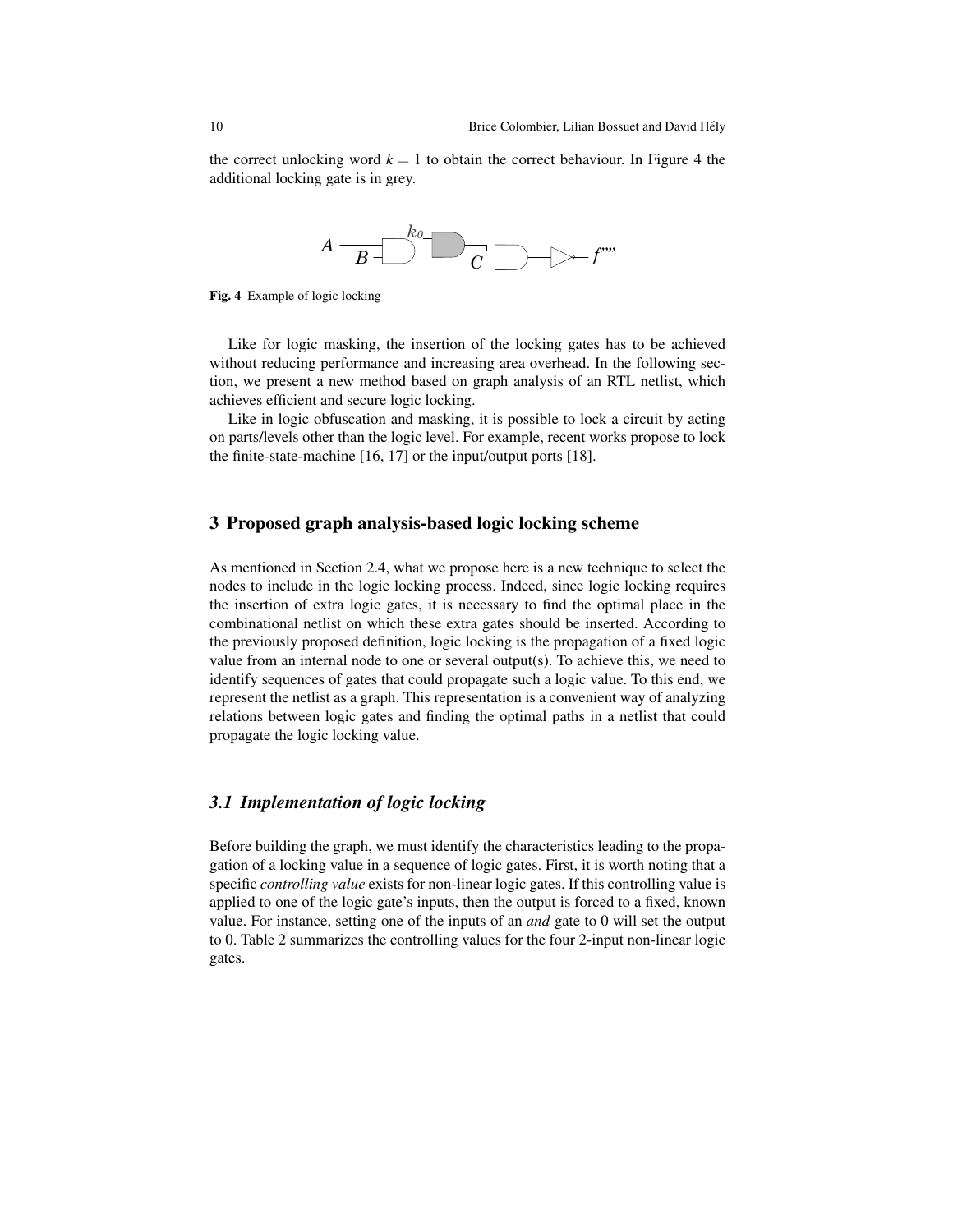the correct unlocking word $k = 1$ to obtain the correct behaviour. In Figure 4 the additional locking gate is in grey.

$A$
$B$
$k_0$
$C$
$f''''$

Fig. 4 Example of logic locking

Like for logic masking, the insertion of the locking gates has to be achieved without reducing performance and increasing area overhead. In the following section, we present a new method based on graph analysis of an RTL netlist, which achieves efficient and secure logic locking.

Like in logic obfuscation and masking, it is possible to lock a circuit by acting on parts/levels other than the logic level. For example, recent works propose to lock the finite-state-machine [16, 17] or the input/output ports [18].

## 3 Proposed graph analysis-based logic locking scheme

As mentioned in Section 2.4, what we propose here is a new technique to select the nodes to include in the logic locking process. Indeed, since logic locking requires the insertion of extra logic gates, it is necessary to find the optimal place in the combinational netlist on which these extra gates should be inserted. According to the previously proposed definition, logic locking is the propagation of a fixed logic value from an internal node to one or several output(s). To achieve this, we need to identify sequences of gates that could propagate such a logic value. To this end, we represent the netlist as a graph. This representation is a convenient way of analyzing relations between logic gates and finding the optimal paths in a netlist that could propagate the logic locking value.

### 3.1 Implementation of logic locking

Before building the graph, we must identify the characteristics leading to the propagation of a locking value in a sequence of logic gates. First, it is worth noting that a specific *controlling value* exists for non-linear logic gates. If this controlling value is applied to one of the logic gate's inputs, then the output is forced to a fixed, known value. For instance, setting one of the inputs of an *and* gate to 0 will set the output to 0. Table 2 summarizes the controlling values for the four 2-input non-linear logic gates.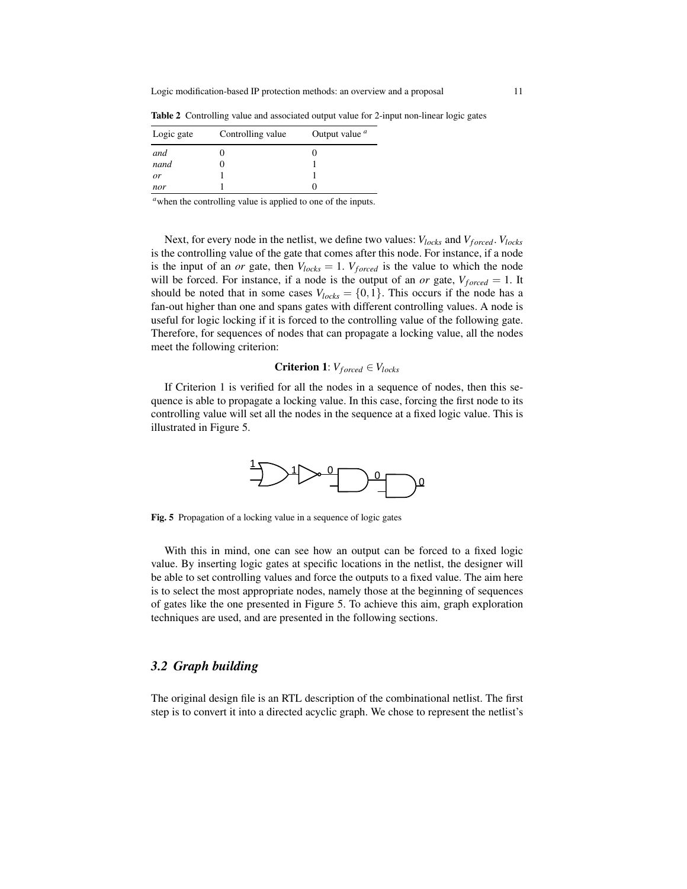**Table 2** Controlling value and associated output value for 2-input non-linear logic gates

| Logic gate | Controlling value | Output value [a] |
|---|---|---|
| *and* | 0 | 0 |
| *nand* | 0 | 1 |
| *or* | 1 | 1 |
| *nor* | 1 | 0 |

[a] when the controlling value is applied to one of the inputs.

Next, for every node in the netlist, we define two values: $V_{locks}$ and $V_{forced}$. $V_{locks}$ is the controlling value of the gate that comes after this node. For instance, if a node is the input of an *or* gate, then $V_{locks} = 1$. $V_{forced}$ is the value to which the node will be forced. For instance, if a node is the output of an *or* gate, $V_{forced} = 1$. It should be noted that in some cases $V_{locks} = \{0,1\}$. This occurs if the node has a fan-out higher than one and spans gates with different controlling values. A node is useful for logic locking if it is forced to the controlling value of the following gate. Therefore, for sequences of nodes that can propagate a locking value, all the nodes meet the following criterion:

$$\textbf{Criterion 1}: V_{forced} \in V_{locks}$$

If Criterion 1 is verified for all the nodes in a sequence of nodes, then this sequence is able to propagate a locking value. In this case, forcing the first node to its controlling value will set all the nodes in the sequence at a fixed logic value. This is illustrated in Figure 5.

**Fig. 5** Propagation of a locking value in a sequence of logic gates

With this in mind, one can see how an output can be forced to a fixed logic value. By inserting logic gates at specific locations in the netlist, the designer will be able to set controlling values and force the outputs to a fixed value. The aim here is to select the most appropriate nodes, namely those at the beginning of sequences of gates like the one presented in Figure 5. To achieve this aim, graph exploration techniques are used, and are presented in the following sections.

### 3.2 Graph building

The original design file is an RTL description of the combinational netlist. The first step is to convert it into a directed acyclic graph. We chose to represent the netlist's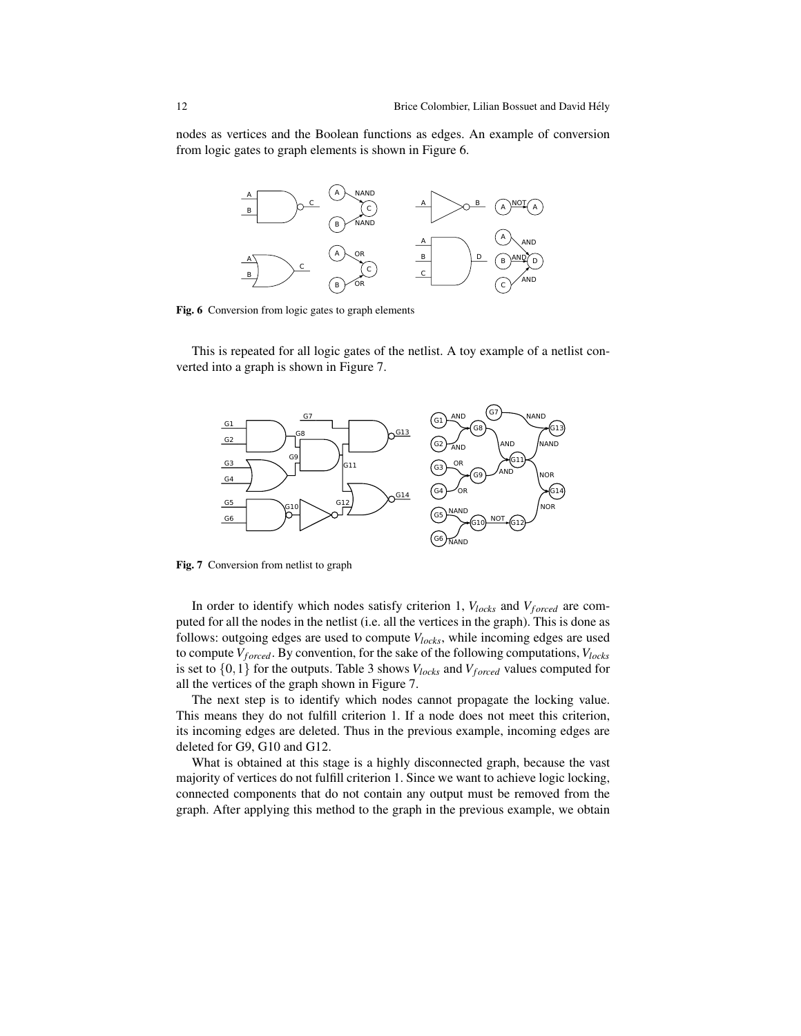nodes as vertices and the Boolean functions as edges. An example of conversion from logic gates to graph elements is shown in Figure 6.

**Fig. 6** Conversion from logic gates to graph elements

This is repeated for all logic gates of the netlist. A toy example of a netlist converted into a graph is shown in Figure 7.

**Fig. 7** Conversion from netlist to graph

In order to identify which nodes satisfy criterion 1, $V_{locks}$ and $V_{forced}$ are computed for all the nodes in the netlist (i.e. all the vertices in the graph). This is done as follows: outgoing edges are used to compute $V_{locks}$, while incoming edges are used to compute $V_{forced}$. By convention, for the sake of the following computations, $V_{locks}$ is set to $\{0,1\}$ for the outputs. Table 3 shows $V_{locks}$ and $V_{forced}$ values computed for all the vertices of the graph shown in Figure 7.

The next step is to identify which nodes cannot propagate the locking value. This means they do not fulfill criterion 1. If a node does not meet this criterion, its incoming edges are deleted. Thus in the previous example, incoming edges are deleted for G9, G10 and G12.

What is obtained at this stage is a highly disconnected graph, because the vast majority of vertices do not fulfill criterion 1. Since we want to achieve logic locking, connected components that do not contain any output must be removed from the graph. After applying this method to the graph in the previous example, we obtain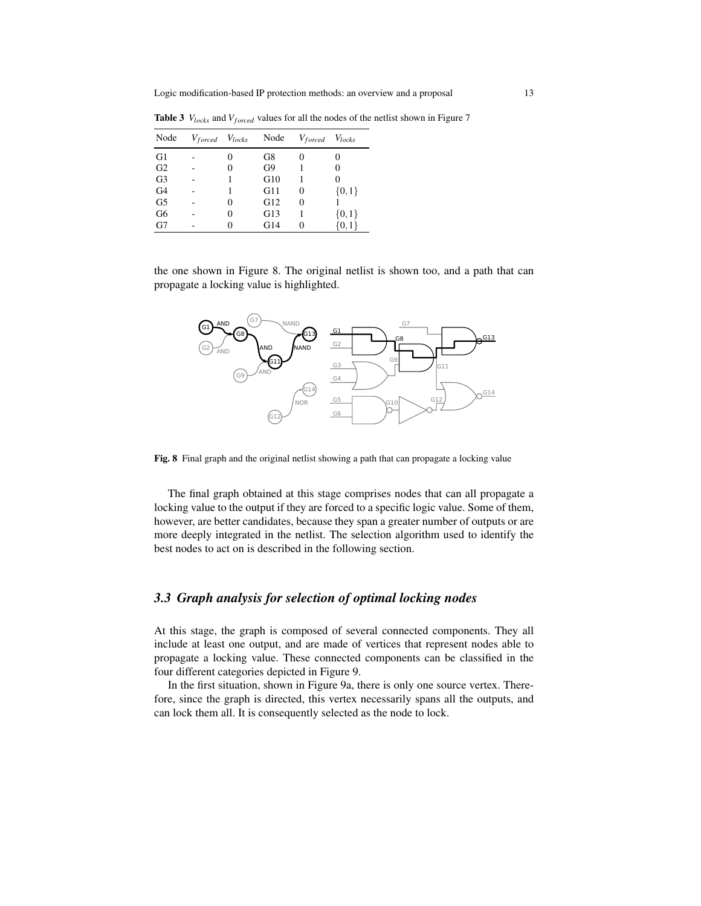**Table 3** $V_{locks}$ and $V_{forced}$ values for all the nodes of the netlist shown in Figure 7

| Node | $V_{forced}$ | $V_{locks}$ | Node | $V_{forced}$ | $V_{locks}$ |
|---|---|---|---|---|---|
| G1 | - | 0 | G8 | 0 | 0 |
| G2 | - | 0 | G9 | 1 | 0 |
| G3 | - | 1 | G10 | 1 | 0 |
| G4 | - | 1 | G11 | 0 | $\{0,1\}$ |
| G5 | - | 0 | G12 | 0 | 1 |
| G6 | - | 0 | G13 | 1 | $\{0,1\}$ |
| G7 | - | 0 | G14 | 0 | $\{0,1\}$ |

the one shown in Figure 8. The original netlist is shown too, and a path that can propagate a locking value is highlighted.

**Fig. 8** Final graph and the original netlist showing a path that can propagate a locking value

The final graph obtained at this stage comprises nodes that can all propagate a locking value to the output if they are forced to a specific logic value. Some of them, however, are better candidates, because they span a greater number of outputs or are more deeply integrated in the netlist. The selection algorithm used to identify the best nodes to act on is described in the following section.

### *3.3 Graph analysis for selection of optimal locking nodes*

At this stage, the graph is composed of several connected components. They all include at least one output, and are made of vertices that represent nodes able to propagate a locking value. These connected components can be classified in the four different categories depicted in Figure 9.

In the first situation, shown in Figure 9a, there is only one source vertex. Therefore, since the graph is directed, this vertex necessarily spans all the outputs, and can lock them all. It is consequently selected as the node to lock.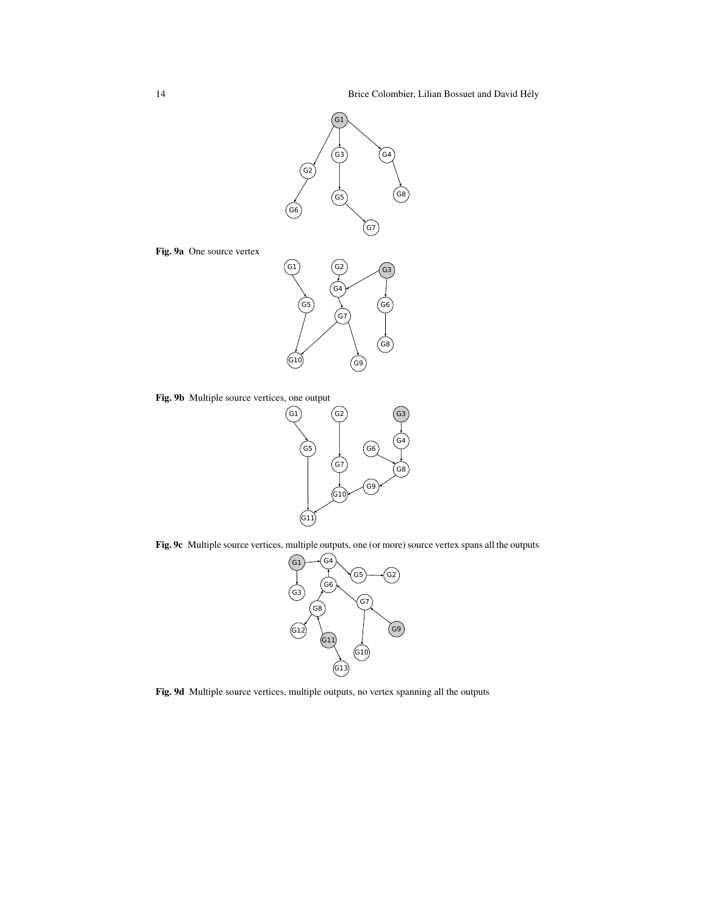**Fig. 9a** One source vertex

**Fig. 9b** Multiple source vertices, one output

**Fig. 9c** Multiple source vertices, multiple outputs, one (or more) source vertex spans all the outputs

**Fig. 9d** Multiple source vertices, multiple outputs, no vertex spanning all the outputs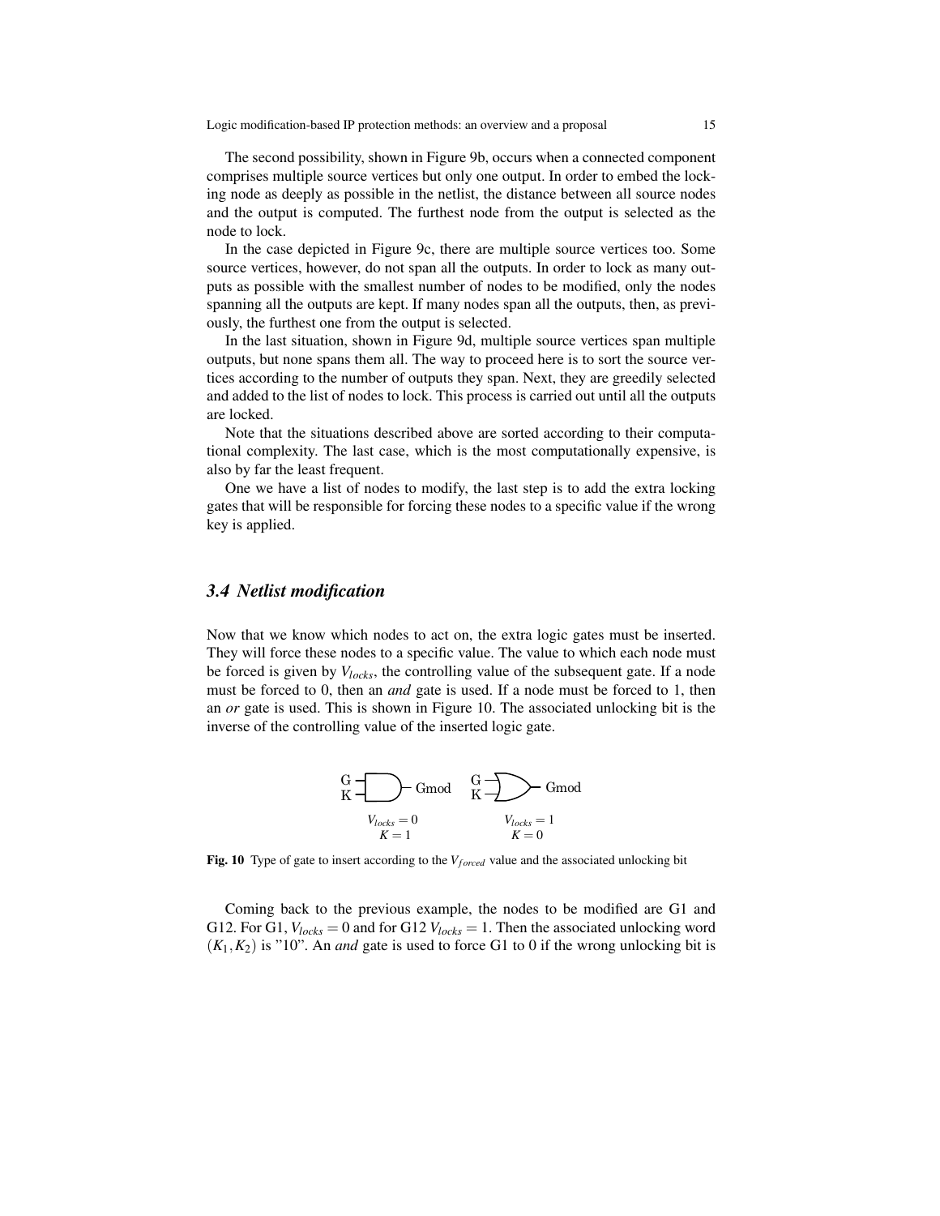The second possibility, shown in Figure 9b, occurs when a connected component comprises multiple source vertices but only one output. In order to embed the locking node as deeply as possible in the netlist, the distance between all source nodes and the output is computed. The furthest node from the output is selected as the node to lock.

In the case depicted in Figure 9c, there are multiple source vertices too. Some source vertices, however, do not span all the outputs. In order to lock as many outputs as possible with the smallest number of nodes to be modified, only the nodes spanning all the outputs are kept. If many nodes span all the outputs, then, as previously, the furthest one from the output is selected.

In the last situation, shown in Figure 9d, multiple source vertices span multiple outputs, but none spans them all. The way to proceed here is to sort the source vertices according to the number of outputs they span. Next, they are greedily selected and added to the list of nodes to lock. This process is carried out until all the outputs are locked.

Note that the situations described above are sorted according to their computational complexity. The last case, which is the most computationally expensive, is also by far the least frequent.

One we have a list of nodes to modify, the last step is to add the extra locking gates that will be responsible for forcing these nodes to a specific value if the wrong key is applied.

### 3.4 Netlist modification

Now that we know which nodes to act on, the extra logic gates must be inserted. They will force these nodes to a specific value. The value to which each node must be forced is given by $V_{locks}$, the controlling value of the subsequent gate. If a node must be forced to 0, then an *and* gate is used. If a node must be forced to 1, then an *or* gate is used. This is shown in Figure 10. The associated unlocking bit is the inverse of the controlling value of the inserted logic gate.

G
K
Gmod
$V_{locks} = 0$
$K = 1$

G
K
Gmod
$V_{locks} = 1$
$K = 0$

**Fig. 10** Type of gate to insert according to the $V_{forced}$ value and the associated unlocking bit

Coming back to the previous example, the nodes to be modified are G1 and G12. For G1, $V_{locks} = 0$ and for G12 $V_{locks} = 1$. Then the associated unlocking word $(K_1, K_2)$ is "10". An *and* gate is used to force G1 to 0 if the wrong unlocking bit is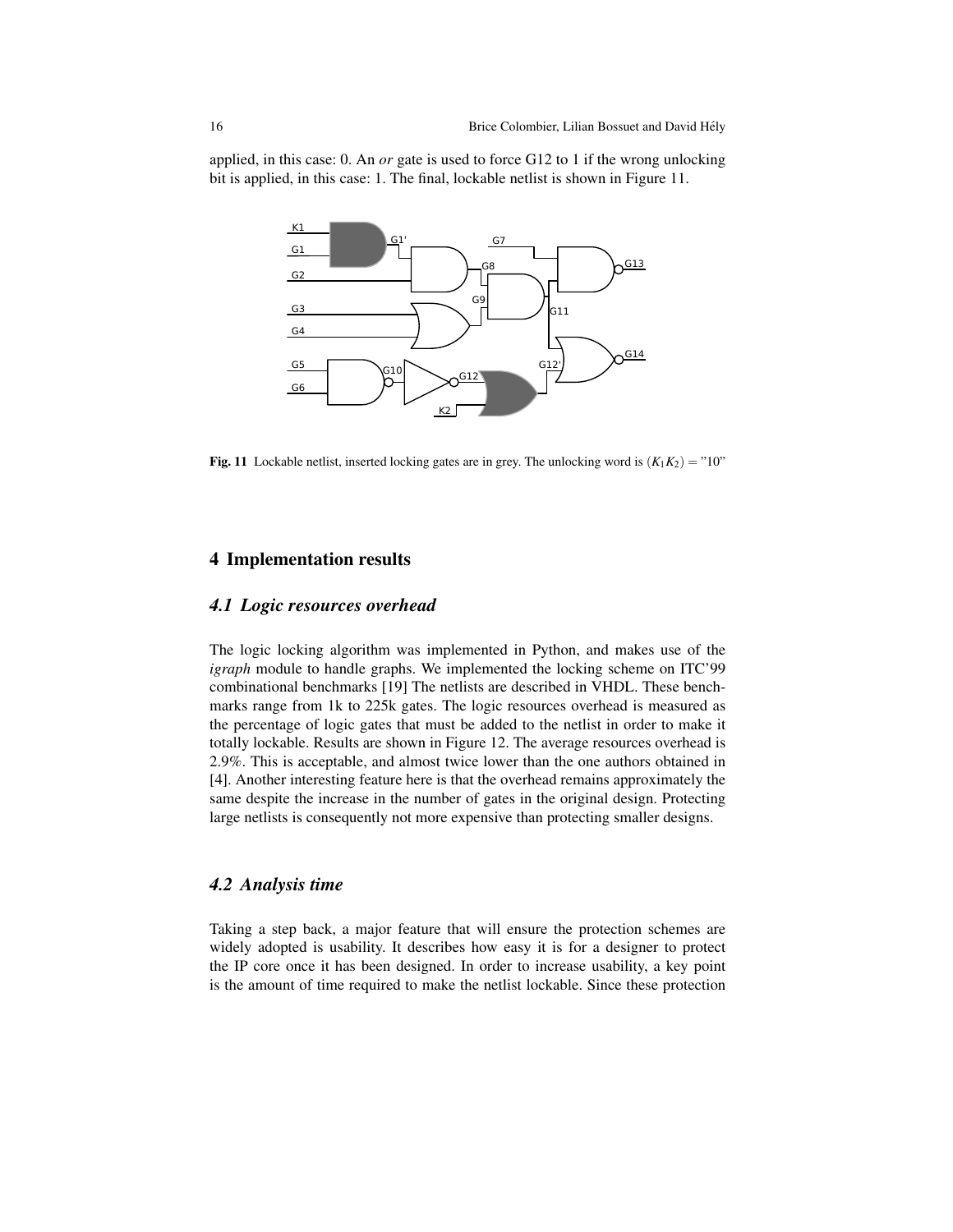applied, in this case: 0. An *or* gate is used to force G12 to 1 if the wrong unlocking bit is applied, in this case: 1. The final, lockable netlist is shown in Figure 11.

**Fig. 11** Lockable netlist, inserted locking gates are in grey. The unlocking word is $(K_1K_2) = $ "10"

## 4 Implementation results

### 4.1 Logic resources overhead

The logic locking algorithm was implemented in Python, and makes use of the *igraph* module to handle graphs. We implemented the locking scheme on ITC'99 combinational benchmarks [19] The netlists are described in VHDL. These benchmarks range from 1k to 225k gates. The logic resources overhead is measured as the percentage of logic gates that must be added to the netlist in order to make it totally lockable. Results are shown in Figure 12. The average resources overhead is 2.9%. This is acceptable, and almost twice lower than the one authors obtained in [4]. Another interesting feature here is that the overhead remains approximately the same despite the increase in the number of gates in the original design. Protecting large netlists is consequently not more expensive than protecting smaller designs.

### 4.2 Analysis time

Taking a step back, a major feature that will ensure the protection schemes are widely adopted is usability. It describes how easy it is for a designer to protect the IP core once it has been designed. In order to increase usability, a key point is the amount of time required to make the netlist lockable. Since these protection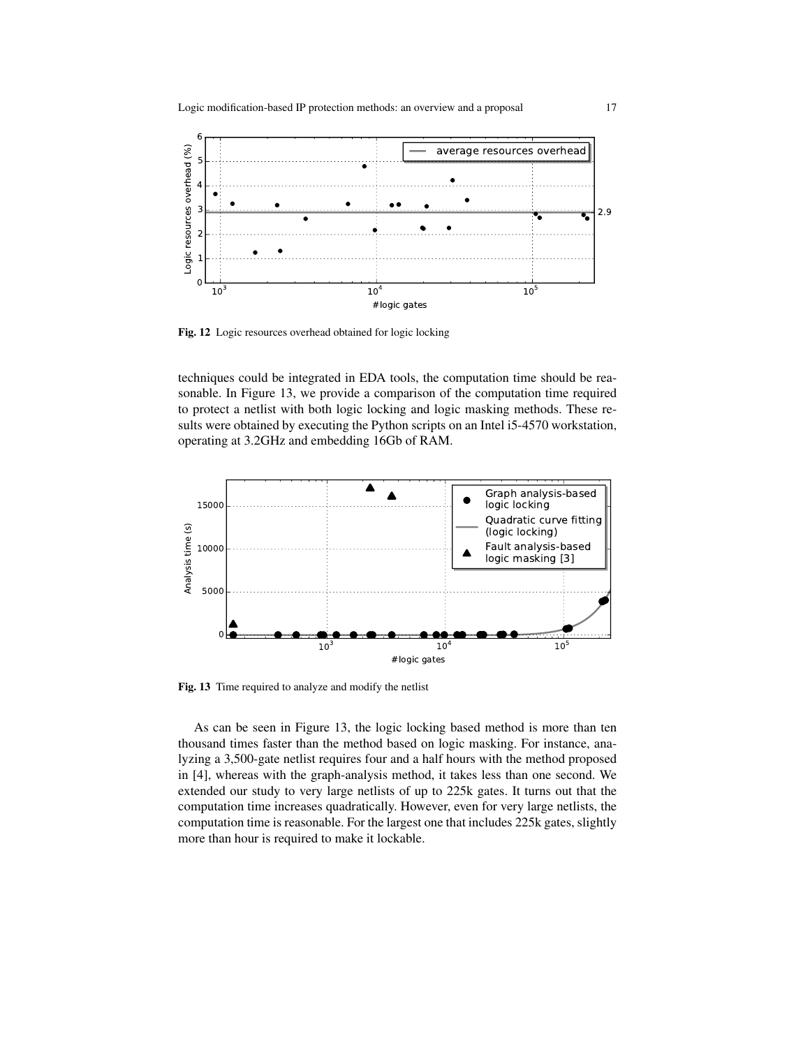Fig. 12 Logic resources overhead obtained for logic locking

techniques could be integrated in EDA tools, the computation time should be reasonable. In Figure 13, we provide a comparison of the computation time required to protect a netlist with both logic locking and logic masking methods. These results were obtained by executing the Python scripts on an Intel i5-4570 workstation, operating at 3.2GHz and embedding 16Gb of RAM.

Fig. 13 Time required to analyze and modify the netlist

As can be seen in Figure 13, the logic locking based method is more than ten thousand times faster than the method based on logic masking. For instance, analyzing a 3,500-gate netlist requires four and a half hours with the method proposed in [4], whereas with the graph-analysis method, it takes less than one second. We extended our study to very large netlists of up to 225k gates. It turns out that the computation time increases quadratically. However, even for very large netlists, the computation time is reasonable. For the largest one that includes 225k gates, slightly more than hour is required to make it lockable.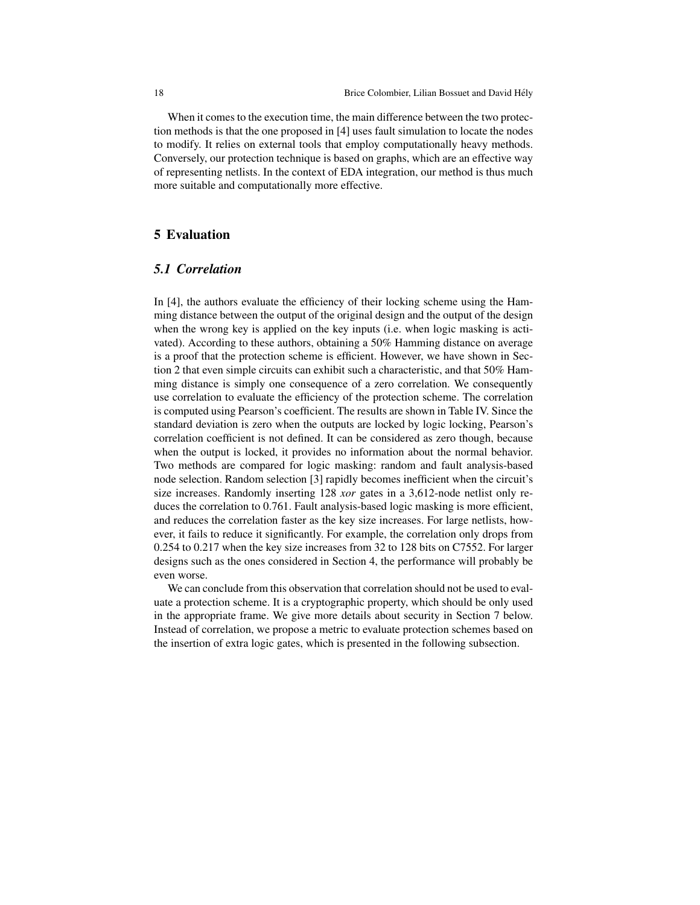When it comes to the execution time, the main difference between the two protection methods is that the one proposed in [4] uses fault simulation to locate the nodes to modify. It relies on external tools that employ computationally heavy methods. Conversely, our protection technique is based on graphs, which are an effective way of representing netlists. In the context of EDA integration, our method is thus much more suitable and computationally more effective.

## 5 Evaluation

### 5.1 Correlation

In [4], the authors evaluate the efficiency of their locking scheme using the Hamming distance between the output of the original design and the output of the design when the wrong key is applied on the key inputs (i.e. when logic masking is activated). According to these authors, obtaining a 50% Hamming distance on average is a proof that the protection scheme is efficient. However, we have shown in Section 2 that even simple circuits can exhibit such a characteristic, and that 50% Hamming distance is simply one consequence of a zero correlation. We consequently use correlation to evaluate the efficiency of the protection scheme. The correlation is computed using Pearson's coefficient. The results are shown in Table IV. Since the standard deviation is zero when the outputs are locked by logic locking, Pearson's correlation coefficient is not defined. It can be considered as zero though, because when the output is locked, it provides no information about the normal behavior. Two methods are compared for logic masking: random and fault analysis-based node selection. Random selection [3] rapidly becomes inefficient when the circuit's size increases. Randomly inserting 128 *xor* gates in a 3,612-node netlist only reduces the correlation to 0.761. Fault analysis-based logic masking is more efficient, and reduces the correlation faster as the key size increases. For large netlists, however, it fails to reduce it significantly. For example, the correlation only drops from 0.254 to 0.217 when the key size increases from 32 to 128 bits on C7552. For larger designs such as the ones considered in Section 4, the performance will probably be even worse.

We can conclude from this observation that correlation should not be used to evaluate a protection scheme. It is a cryptographic property, which should be only used in the appropriate frame. We give more details about security in Section 7 below. Instead of correlation, we propose a metric to evaluate protection schemes based on the insertion of extra logic gates, which is presented in the following subsection.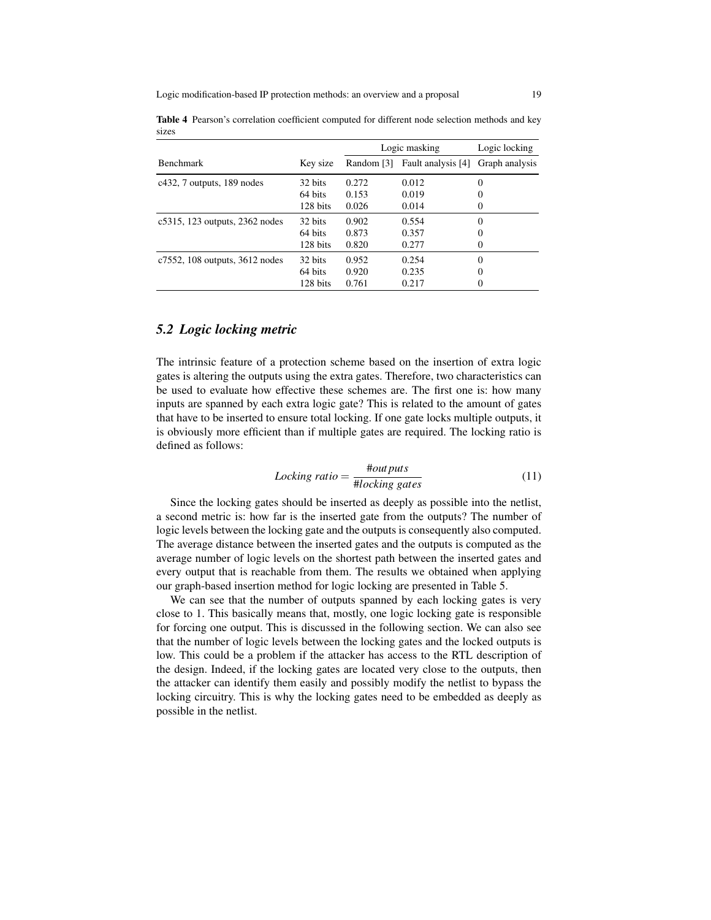**Table 4** Pearson's correlation coefficient computed for different node selection methods and key sizes

| Benchmark | Key size | Logic masking | | Logic locking |
|---|---|---|---|---|
| | | Random [3] | Fault analysis [4] | Graph analysis |
| c432, 7 outputs, 189 nodes | 32 bits | 0.272 | 0.012 | 0 |
| | 64 bits | 0.153 | 0.019 | 0 |
| | 128 bits | 0.026 | 0.014 | 0 |
| c5315, 123 outputs, 2362 nodes | 32 bits | 0.902 | 0.554 | 0 |
| | 64 bits | 0.873 | 0.357 | 0 |
| | 128 bits | 0.820 | 0.277 | 0 |
| c7552, 108 outputs, 3612 nodes | 32 bits | 0.952 | 0.254 | 0 |
| | 64 bits | 0.920 | 0.235 | 0 |
| | 128 bits | 0.761 | 0.217 | 0 |

### 5.2 Logic locking metric

The intrinsic feature of a protection scheme based on the insertion of extra logic gates is altering the outputs using the extra gates. Therefore, two characteristics can be used to evaluate how effective these schemes are. The first one is: how many inputs are spanned by each extra logic gate? This is related to the amount of gates that have to be inserted to ensure total locking. If one gate locks multiple outputs, it is obviously more efficient than if multiple gates are required. The locking ratio is defined as follows:

$$Locking\ ratio = \frac{\#outputs}{\#locking\ gates} \tag{11}$$

Since the locking gates should be inserted as deeply as possible into the netlist, a second metric is: how far is the inserted gate from the outputs? The number of logic levels between the locking gate and the outputs is consequently also computed. The average distance between the inserted gates and the outputs is computed as the average number of logic levels on the shortest path between the inserted gates and every output that is reachable from them. The results we obtained when applying our graph-based insertion method for logic locking are presented in Table 5.

We can see that the number of outputs spanned by each locking gates is very close to 1. This basically means that, mostly, one logic locking gate is responsible for forcing one output. This is discussed in the following section. We can also see that the number of logic levels between the locking gates and the locked outputs is low. This could be a problem if the attacker has access to the RTL description of the design. Indeed, if the locking gates are located very close to the outputs, then the attacker can identify them easily and possibly modify the netlist to bypass the locking circuitry. This is why the locking gates need to be embedded as deeply as possible in the netlist.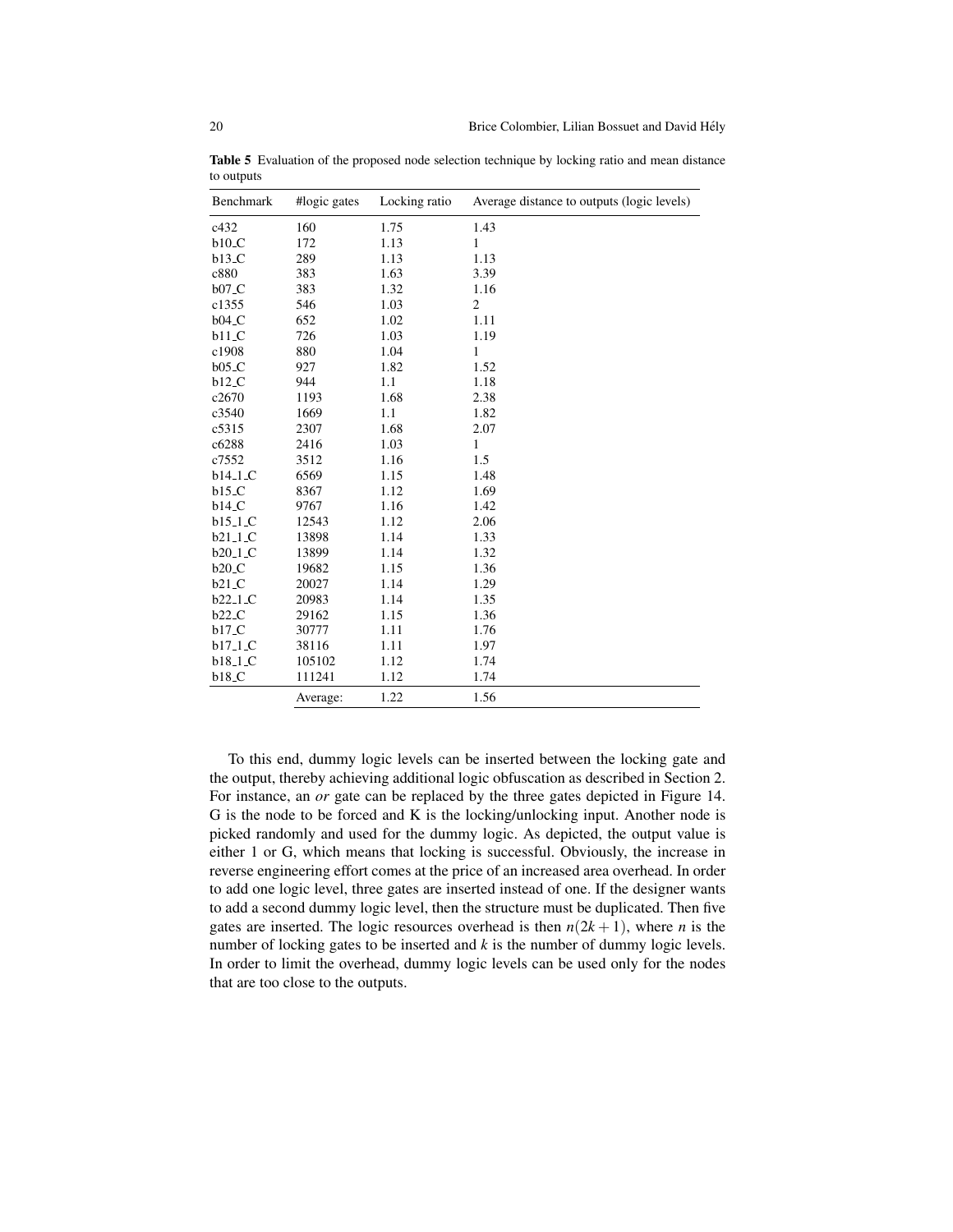**Table 5** Evaluation of the proposed node selection technique by locking ratio and mean distance to outputs

| Benchmark | #logic gates | Locking ratio | Average distance to outputs (logic levels) |
|---|---|---|---|
| c432 | 160 | 1.75 | 1.43 |
| b10_C | 172 | 1.13 | 1 |
| b13_C | 289 | 1.13 | 1.13 |
| c880 | 383 | 1.63 | 3.39 |
| b07_C | 383 | 1.32 | 1.16 |
| c1355 | 546 | 1.03 | 2 |
| b04_C | 652 | 1.02 | 1.11 |
| b11_C | 726 | 1.03 | 1.19 |
| c1908 | 880 | 1.04 | 1 |
| b05_C | 927 | 1.82 | 1.52 |
| b12_C | 944 | 1.1 | 1.18 |
| c2670 | 1193 | 1.68 | 2.38 |
| c3540 | 1669 | 1.1 | 1.82 |
| c5315 | 2307 | 1.68 | 2.07 |
| c6288 | 2416 | 1.03 | 1 |
| c7552 | 3512 | 1.16 | 1.5 |
| b14_1_C | 6569 | 1.15 | 1.48 |
| b15_C | 8367 | 1.12 | 1.69 |
| b14_C | 9767 | 1.16 | 1.42 |
| b15_1_C | 12543 | 1.12 | 2.06 |
| b21_1_C | 13898 | 1.14 | 1.33 |
| b20_1_C | 13899 | 1.14 | 1.32 |
| b20_C | 19682 | 1.15 | 1.36 |
| b21_C | 20027 | 1.14 | 1.29 |
| b22_1_C | 20983 | 1.14 | 1.35 |
| b22_C | 29162 | 1.15 | 1.36 |
| b17_C | 30777 | 1.11 | 1.76 |
| b17_1_C | 38116 | 1.11 | 1.97 |
| b18_1_C | 105102 | 1.12 | 1.74 |
| b18_C | 111241 | 1.12 | 1.74 |
| | Average: | 1.22 | 1.56 |

To this end, dummy logic levels can be inserted between the locking gate and the output, thereby achieving additional logic obfuscation as described in Section 2. For instance, an *or* gate can be replaced by the three gates depicted in Figure 14. G is the node to be forced and K is the locking/unlocking input. Another node is picked randomly and used for the dummy logic. As depicted, the output value is either 1 or G, which means that locking is successful. Obviously, the increase in reverse engineering effort comes at the price of an increased area overhead. In order to add one logic level, three gates are inserted instead of one. If the designer wants to add a second dummy logic level, then the structure must be duplicated. Then five gates are inserted. The logic resources overhead is then $n(2k+1)$, where $n$ is the number of locking gates to be inserted and $k$ is the number of dummy logic levels. In order to limit the overhead, dummy logic levels can be used only for the nodes that are too close to the outputs.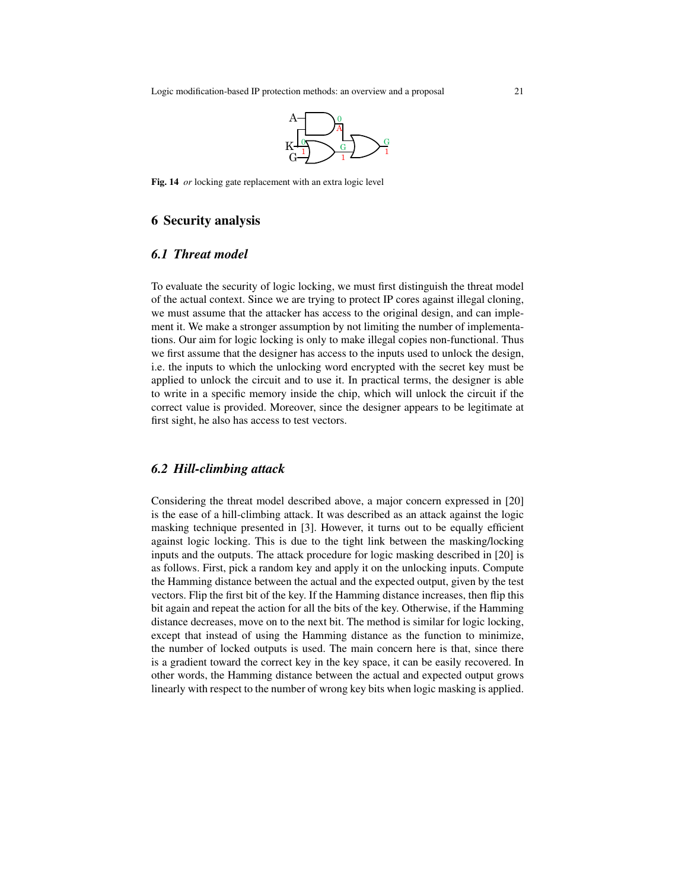A
K
G
0
A
0
1
G
1
G
1

**Fig. 14** *or* locking gate replacement with an extra logic level

## 6 Security analysis

### *6.1 Threat model*

To evaluate the security of logic locking, we must first distinguish the threat model of the actual context. Since we are trying to protect IP cores against illegal cloning, we must assume that the attacker has access to the original design, and can implement it. We make a stronger assumption by not limiting the number of implementations. Our aim for logic locking is only to make illegal copies non-functional. Thus we first assume that the designer has access to the inputs used to unlock the design, i.e. the inputs to which the unlocking word encrypted with the secret key must be applied to unlock the circuit and to use it. In practical terms, the designer is able to write in a specific memory inside the chip, which will unlock the circuit if the correct value is provided. Moreover, since the designer appears to be legitimate at first sight, he also has access to test vectors.

### *6.2 Hill-climbing attack*

Considering the threat model described above, a major concern expressed in [20] is the ease of a hill-climbing attack. It was described as an attack against the logic masking technique presented in [3]. However, it turns out to be equally efficient against logic locking. This is due to the tight link between the masking/locking inputs and the outputs. The attack procedure for logic masking described in [20] is as follows. First, pick a random key and apply it on the unlocking inputs. Compute the Hamming distance between the actual and the expected output, given by the test vectors. Flip the first bit of the key. If the Hamming distance increases, then flip this bit again and repeat the action for all the bits of the key. Otherwise, if the Hamming distance decreases, move on to the next bit. The method is similar for logic locking, except that instead of using the Hamming distance as the function to minimize, the number of locked outputs is used. The main concern here is that, since there is a gradient toward the correct key in the key space, it can be easily recovered. In other words, the Hamming distance between the actual and expected output grows linearly with respect to the number of wrong key bits when logic masking is applied.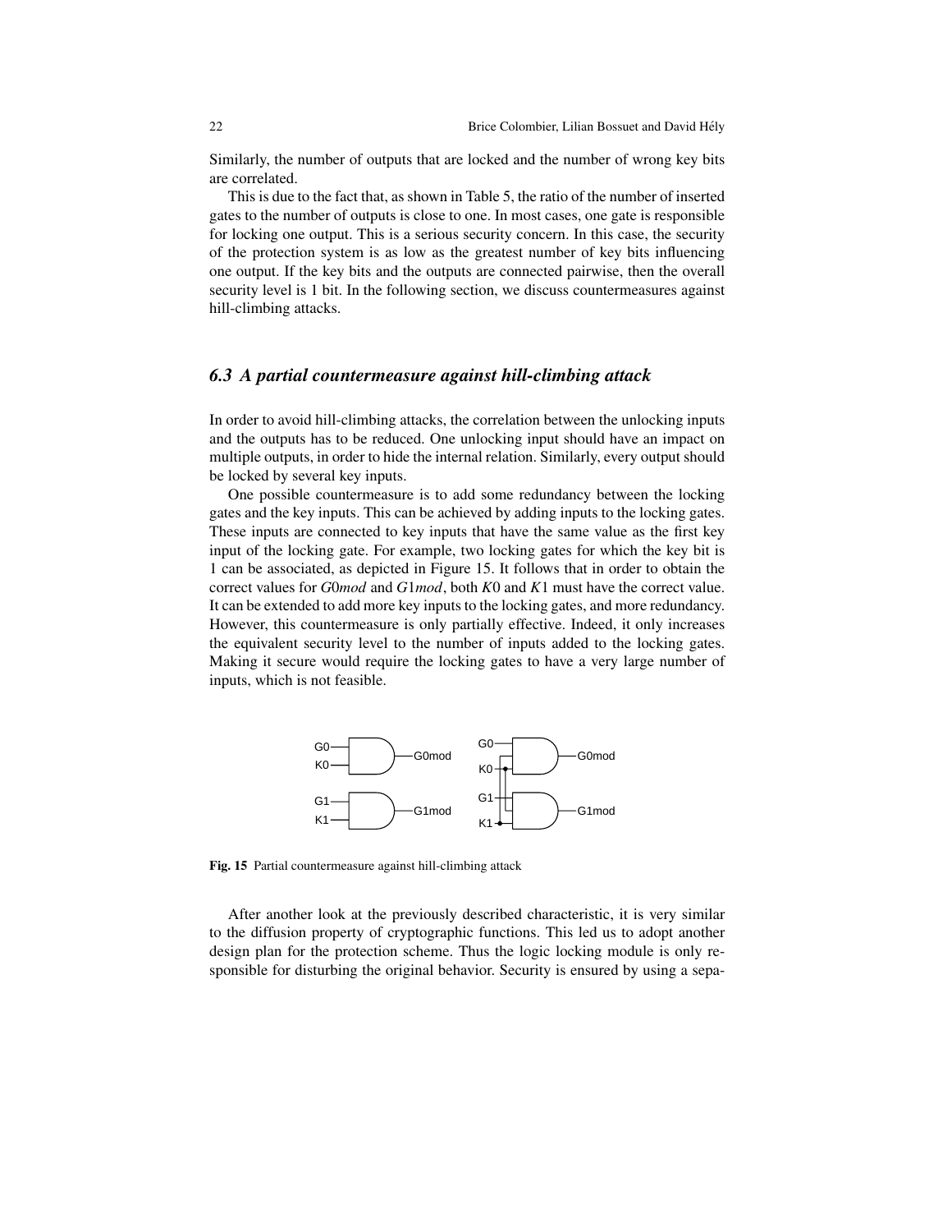Similarly, the number of outputs that are locked and the number of wrong key bits are correlated.

This is due to the fact that, as shown in Table 5, the ratio of the number of inserted gates to the number of outputs is close to one. In most cases, one gate is responsible for locking one output. This is a serious security concern. In this case, the security of the protection system is as low as the greatest number of key bits influencing one output. If the key bits and the outputs are connected pairwise, then the overall security level is 1 bit. In the following section, we discuss countermeasures against hill-climbing attacks.

### 6.3 A partial countermeasure against hill-climbing attack

In order to avoid hill-climbing attacks, the correlation between the unlocking inputs and the outputs has to be reduced. One unlocking input should have an impact on multiple outputs, in order to hide the internal relation. Similarly, every output should be locked by several key inputs.

One possible countermeasure is to add some redundancy between the locking gates and the key inputs. This can be achieved by adding inputs to the locking gates. These inputs are connected to key inputs that have the same value as the first key input of the locking gate. For example, two locking gates for which the key bit is 1 can be associated, as depicted in Figure 15. It follows that in order to obtain the correct values for $G0mod$ and $G1mod$, both $K0$ and $K1$ must have the correct value. It can be extended to add more key inputs to the locking gates, and more redundancy. However, this countermeasure is only partially effective. Indeed, it only increases the equivalent security level to the number of inputs added to the locking gates. Making it secure would require the locking gates to have a very large number of inputs, which is not feasible.

**Fig. 15** Partial countermeasure against hill-climbing attack

After another look at the previously described characteristic, it is very similar to the diffusion property of cryptographic functions. This led us to adopt another design plan for the protection scheme. Thus the logic locking module is only responsible for disturbing the original behavior. Security is ensured by using a sepa-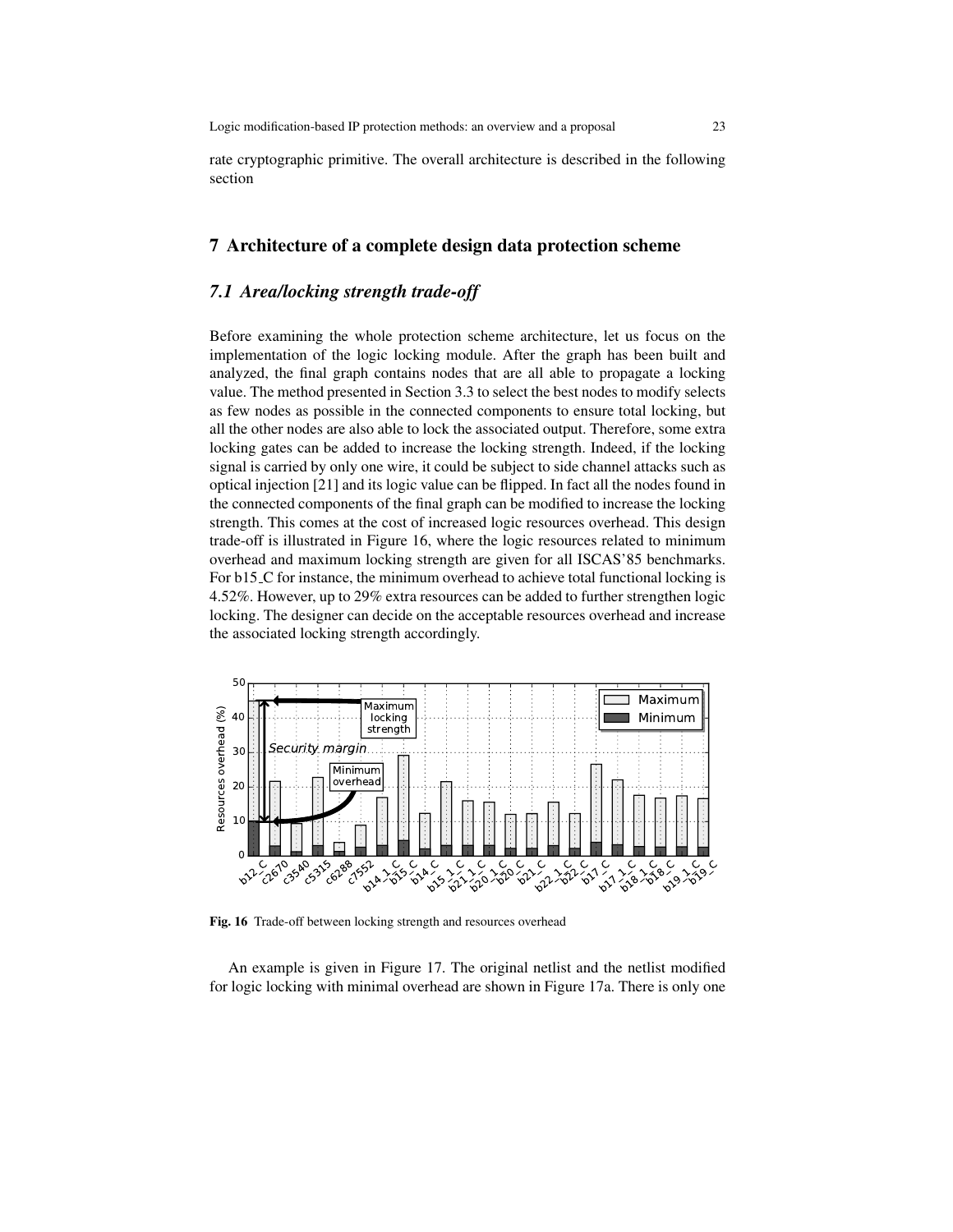rate cryptographic primitive. The overall architecture is described in the following section

## 7 Architecture of a complete design data protection scheme

### *7.1 Area/locking strength trade-off*

Before examining the whole protection scheme architecture, let us focus on the implementation of the logic locking module. After the graph has been built and analyzed, the final graph contains nodes that are all able to propagate a locking value. The method presented in Section 3.3 to select the best nodes to modify selects as few nodes as possible in the connected components to ensure total locking, but all the other nodes are also able to lock the associated output. Therefore, some extra locking gates can be added to increase the locking strength. Indeed, if the locking signal is carried by only one wire, it could be subject to side channel attacks such as optical injection [21] and its logic value can be flipped. In fact all the nodes found in the connected components of the final graph can be modified to increase the locking strength. This comes at the cost of increased logic resources overhead. This design trade-off is illustrated in Figure 16, where the logic resources related to minimum overhead and maximum locking strength are given for all ISCAS'85 benchmarks. For b15_C for instance, the minimum overhead to achieve total functional locking is 4.52%. However, up to 29% extra resources can be added to further strengthen logic locking. The designer can decide on the acceptable resources overhead and increase the associated locking strength accordingly.

**Fig. 16** Trade-off between locking strength and resources overhead

An example is given in Figure 17. The original netlist and the netlist modified for logic locking with minimal overhead are shown in Figure 17a. There is only one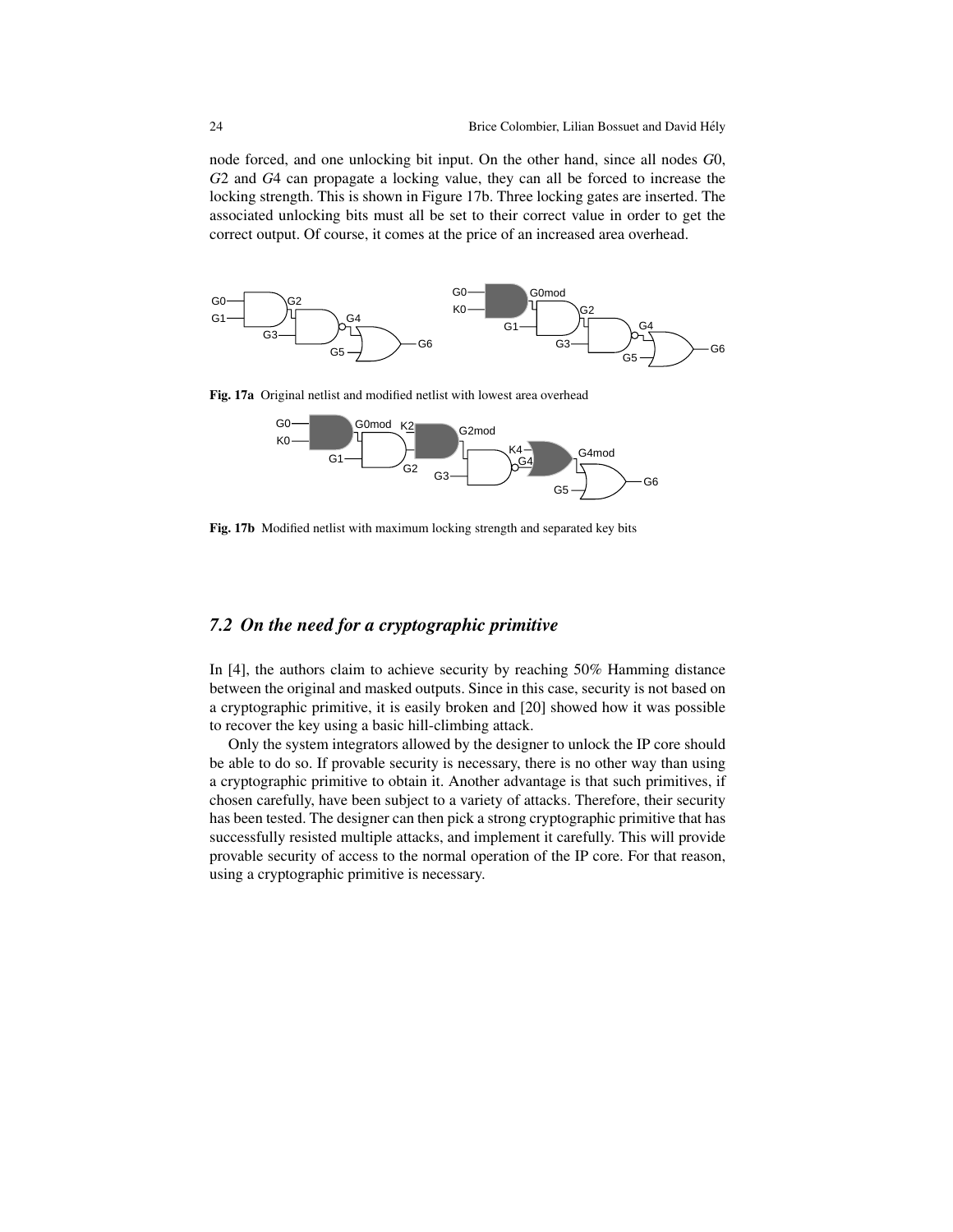node forced, and one unlocking bit input. On the other hand, since all nodes $G0$, $G2$ and $G4$ can propagate a locking value, they can all be forced to increase the locking strength. This is shown in Figure 17b. Three locking gates are inserted. The associated unlocking bits must all be set to their correct value in order to get the correct output. Of course, it comes at the price of an increased area overhead.

**Fig. 17a** Original netlist and modified netlist with lowest area overhead

**Fig. 17b** Modified netlist with maximum locking strength and separated key bits

## *7.2 On the need for a cryptographic primitive*

In [4], the authors claim to achieve security by reaching 50% Hamming distance between the original and masked outputs. Since in this case, security is not based on a cryptographic primitive, it is easily broken and [20] showed how it was possible to recover the key using a basic hill-climbing attack.

Only the system integrators allowed by the designer to unlock the IP core should be able to do so. If provable security is necessary, there is no other way than using a cryptographic primitive to obtain it. Another advantage is that such primitives, if chosen carefully, have been subject to a variety of attacks. Therefore, their security has been tested. The designer can then pick a strong cryptographic primitive that has successfully resisted multiple attacks, and implement it carefully. This will provide provable security of access to the normal operation of the IP core. For that reason, using a cryptographic primitive is necessary.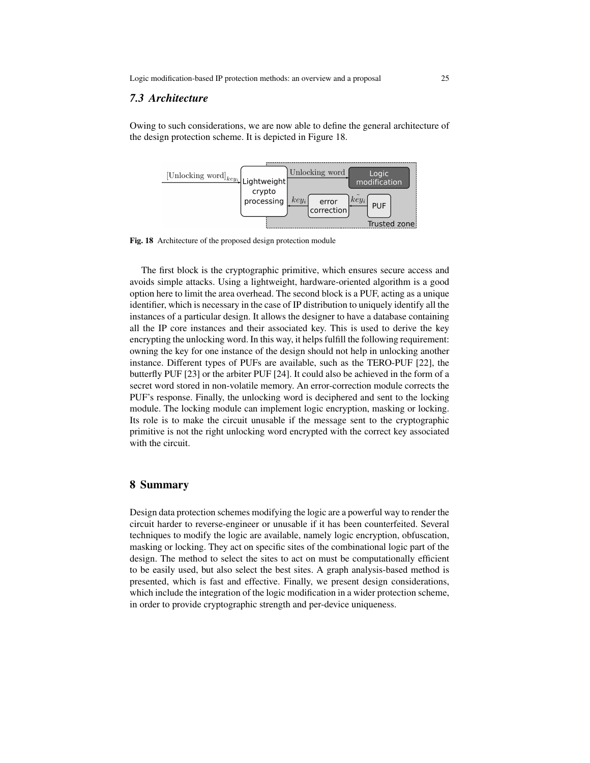### 7.3 Architecture

Owing to such considerations, we are now able to define the general architecture of the design protection scheme. It is depicted in Figure 18.

Fig. 18 Architecture of the proposed design protection module

The first block is the cryptographic primitive, which ensures secure access and avoids simple attacks. Using a lightweight, hardware-oriented algorithm is a good option here to limit the area overhead. The second block is a PUF, acting as a unique identifier, which is necessary in the case of IP distribution to uniquely identify all the instances of a particular design. It allows the designer to have a database containing all the IP core instances and their associated key. This is used to derive the key encrypting the unlocking word. In this way, it helps fulfill the following requirement: owning the key for one instance of the design should not help in unlocking another instance. Different types of PUFs are available, such as the TERO-PUF [22], the butterfly PUF [23] or the arbiter PUF [24]. It could also be achieved in the form of a secret word stored in non-volatile memory. An error-correction module corrects the PUF's response. Finally, the unlocking word is deciphered and sent to the locking module. The locking module can implement logic encryption, masking or locking. Its role is to make the circuit unusable if the message sent to the cryptographic primitive is not the right unlocking word encrypted with the correct key associated with the circuit.

## 8 Summary

Design data protection schemes modifying the logic are a powerful way to render the circuit harder to reverse-engineer or unusable if it has been counterfeited. Several techniques to modify the logic are available, namely logic encryption, obfuscation, masking or locking. They act on specific sites of the combinational logic part of the design. The method to select the sites to act on must be computationally efficient to be easily used, but also select the best sites. A graph analysis-based method is presented, which is fast and effective. Finally, we present design considerations, which include the integration of the logic modification in a wider protection scheme, in order to provide cryptographic strength and per-device uniqueness.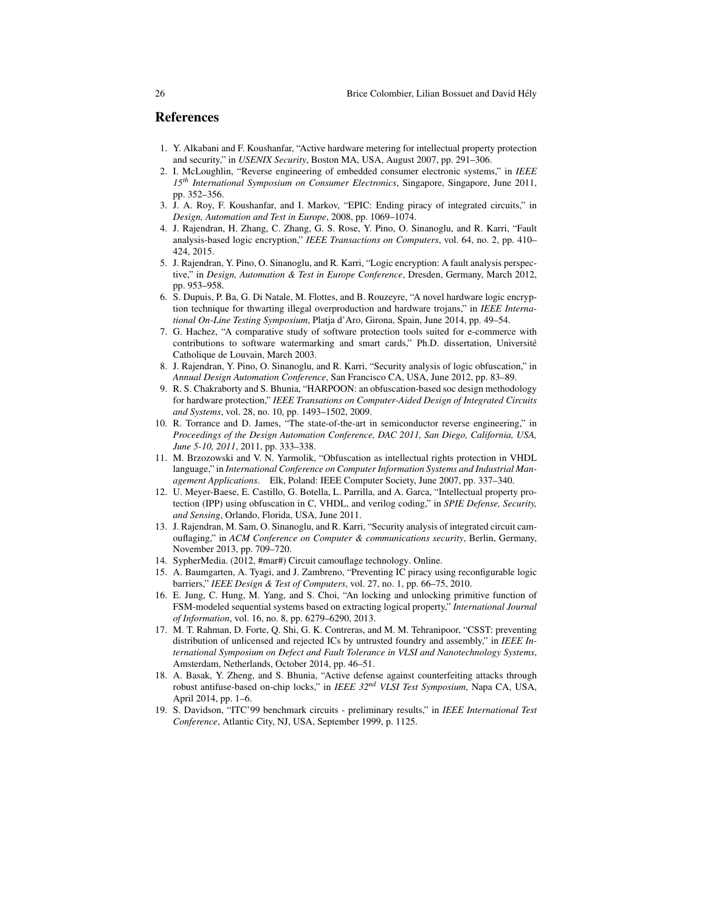## References

1. Y. Alkabani and F. Koushanfar, "Active hardware metering for intellectual property protection and security," in *USENIX Security*, Boston MA, USA, August 2007, pp. 291–306.
2. I. McLoughlin, "Reverse engineering of embedded consumer electronic systems," in *IEEE 15th International Symposium on Consumer Electronics*, Singapore, Singapore, June 2011, pp. 352–356.
3. J. A. Roy, F. Koushanfar, and I. Markov, "EPIC: Ending piracy of integrated circuits," in *Design, Automation and Test in Europe*, 2008, pp. 1069–1074.
4. J. Rajendran, H. Zhang, C. Zhang, G. S. Rose, Y. Pino, O. Sinanoglu, and R. Karri, "Fault analysis-based logic encryption," *IEEE Transactions on Computers*, vol. 64, no. 2, pp. 410–424, 2015.
5. J. Rajendran, Y. Pino, O. Sinanoglu, and R. Karri, "Logic encryption: A fault analysis perspective," in *Design, Automation & Test in Europe Conference*, Dresden, Germany, March 2012, pp. 953–958.
6. S. Dupuis, P. Ba, G. Di Natale, M. Flottes, and B. Rouzeyre, "A novel hardware logic encryption technique for thwarting illegal overproduction and hardware trojans," in *IEEE International On-Line Testing Symposium*, Platja d'Aro, Girona, Spain, June 2014, pp. 49–54.
7. G. Hachez, "A comparative study of software protection tools suited for e-commerce with contributions to software watermarking and smart cards," Ph.D. dissertation, Université Catholique de Louvain, March 2003.
8. J. Rajendran, Y. Pino, O. Sinanoglu, and R. Karri, "Security analysis of logic obfuscation," in *Annual Design Automation Conference*, San Francisco CA, USA, June 2012, pp. 83–89.
9. R. S. Chakraborty and S. Bhunia, "HARPOON: an obfuscation-based soc design methodology for hardware protection," *IEEE Transations on Computer-Aided Design of Integrated Circuits and Systems*, vol. 28, no. 10, pp. 1493–1502, 2009.
10. R. Torrance and D. James, "The state-of-the-art in semiconductor reverse engineering," in *Proceedings of the Design Automation Conference, DAC 2011, San Diego, California, USA, June 5-10, 2011*, 2011, pp. 333–338.
11. M. Brzozowski and V. N. Yarmolik, "Obfuscation as intellectual rights protection in VHDL language," in *International Conference on Computer Information Systems and Industrial Management Applications*. Elk, Poland: IEEE Computer Society, June 2007, pp. 337–340.
12. U. Meyer-Baese, E. Castillo, G. Botella, L. Parrilla, and A. Garca, "Intellectual property protection (IPP) using obfuscation in C, VHDL, and verilog coding," in *SPIE Defense, Security, and Sensing*, Orlando, Florida, USA, June 2011.
13. J. Rajendran, M. Sam, O. Sinanoglu, and R. Karri, "Security analysis of integrated circuit camouflaging," in *ACM Conference on Computer & communications security*, Berlin, Germany, November 2013, pp. 709–720.
14. SypherMedia. (2012, #mar#) Circuit camouflage technology. Online.
15. A. Baumgarten, A. Tyagi, and J. Zambreno, "Preventing IC piracy using reconfigurable logic barriers," *IEEE Design & Test of Computers*, vol. 27, no. 1, pp. 66–75, 2010.
16. E. Jung, C. Hung, M. Yang, and S. Choi, "An locking and unlocking primitive function of FSM-modeled sequential systems based on extracting logical property," *International Journal of Information*, vol. 16, no. 8, pp. 6279–6290, 2013.
17. M. T. Rahman, D. Forte, Q. Shi, G. K. Contreras, and M. M. Tehranipoor, "CSST: preventing distribution of unlicensed and rejected ICs by untrusted foundry and assembly," in *IEEE International Symposium on Defect and Fault Tolerance in VLSI and Nanotechnology Systems*, Amsterdam, Netherlands, October 2014, pp. 46–51.
18. A. Basak, Y. Zheng, and S. Bhunia, "Active defense against counterfeiting attacks through robust antifuse-based on-chip locks," in *IEEE 32nd VLSI Test Symposium*, Napa CA, USA, April 2014, pp. 1–6.
19. S. Davidson, "ITC'99 benchmark circuits - preliminary results," in *IEEE International Test Conference*, Atlantic City, NJ, USA, September 1999, p. 1125.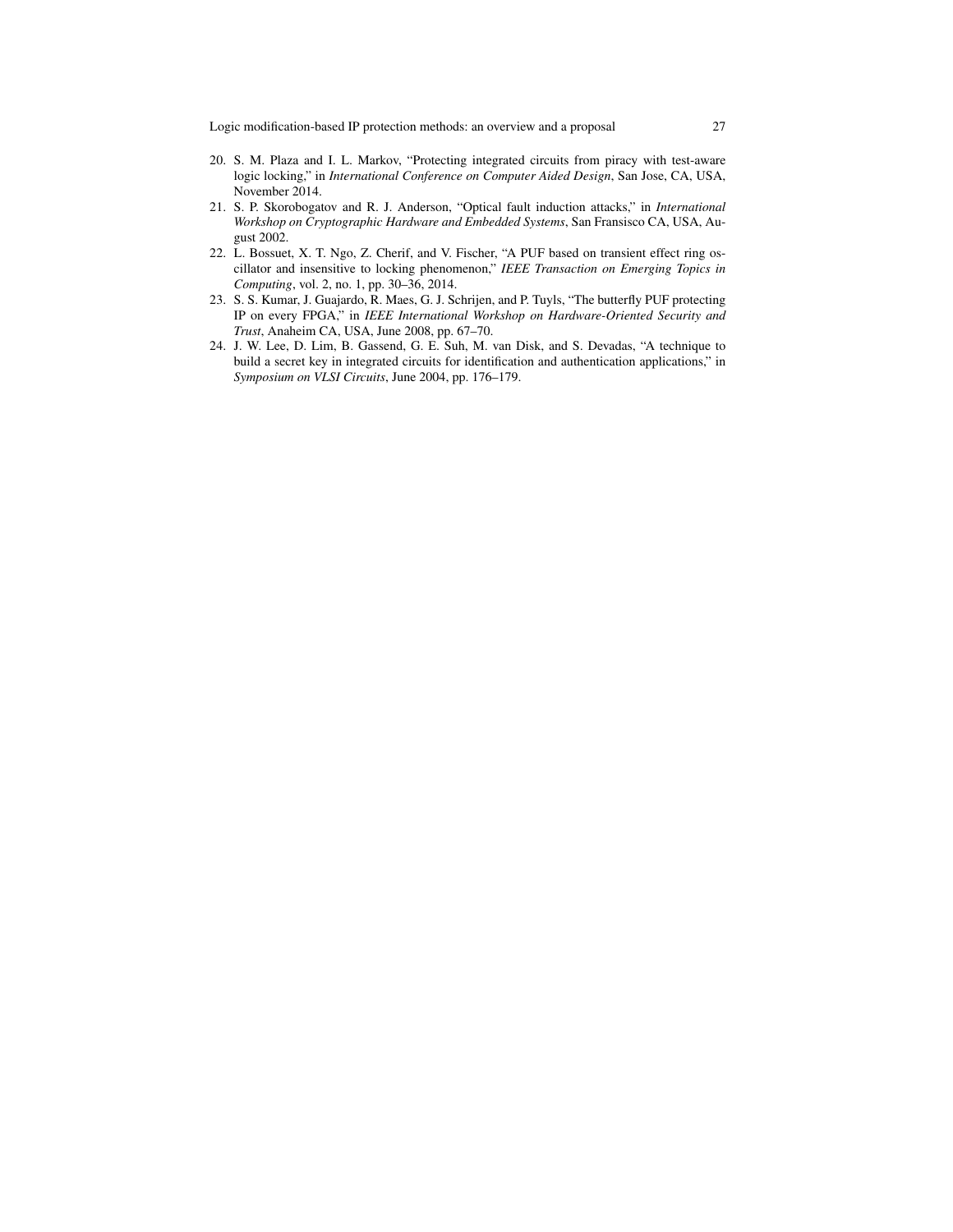20. S. M. Plaza and I. L. Markov, "Protecting integrated circuits from piracy with test-aware logic locking," in *International Conference on Computer Aided Design*, San Jose, CA, USA, November 2014.
21. S. P. Skorobogatov and R. J. Anderson, "Optical fault induction attacks," in *International Workshop on Cryptographic Hardware and Embedded Systems*, San Fransisco CA, USA, August 2002.
22. L. Bossuet, X. T. Ngo, Z. Cherif, and V. Fischer, "A PUF based on transient effect ring oscillator and insensitive to locking phenomenon," *IEEE Transaction on Emerging Topics in Computing*, vol. 2, no. 1, pp. 30–36, 2014.
23. S. S. Kumar, J. Guajardo, R. Maes, G. J. Schrijen, and P. Tuyls, "The butterfly PUF protecting IP on every FPGA," in *IEEE International Workshop on Hardware-Oriented Security and Trust*, Anaheim CA, USA, June 2008, pp. 67–70.
24. J. W. Lee, D. Lim, B. Gassend, G. E. Suh, M. van Disk, and S. Devadas, "A technique to build a secret key in integrated circuits for identification and authentication applications," in *Symposium on VLSI Circuits*, June 2004, pp. 176–179.